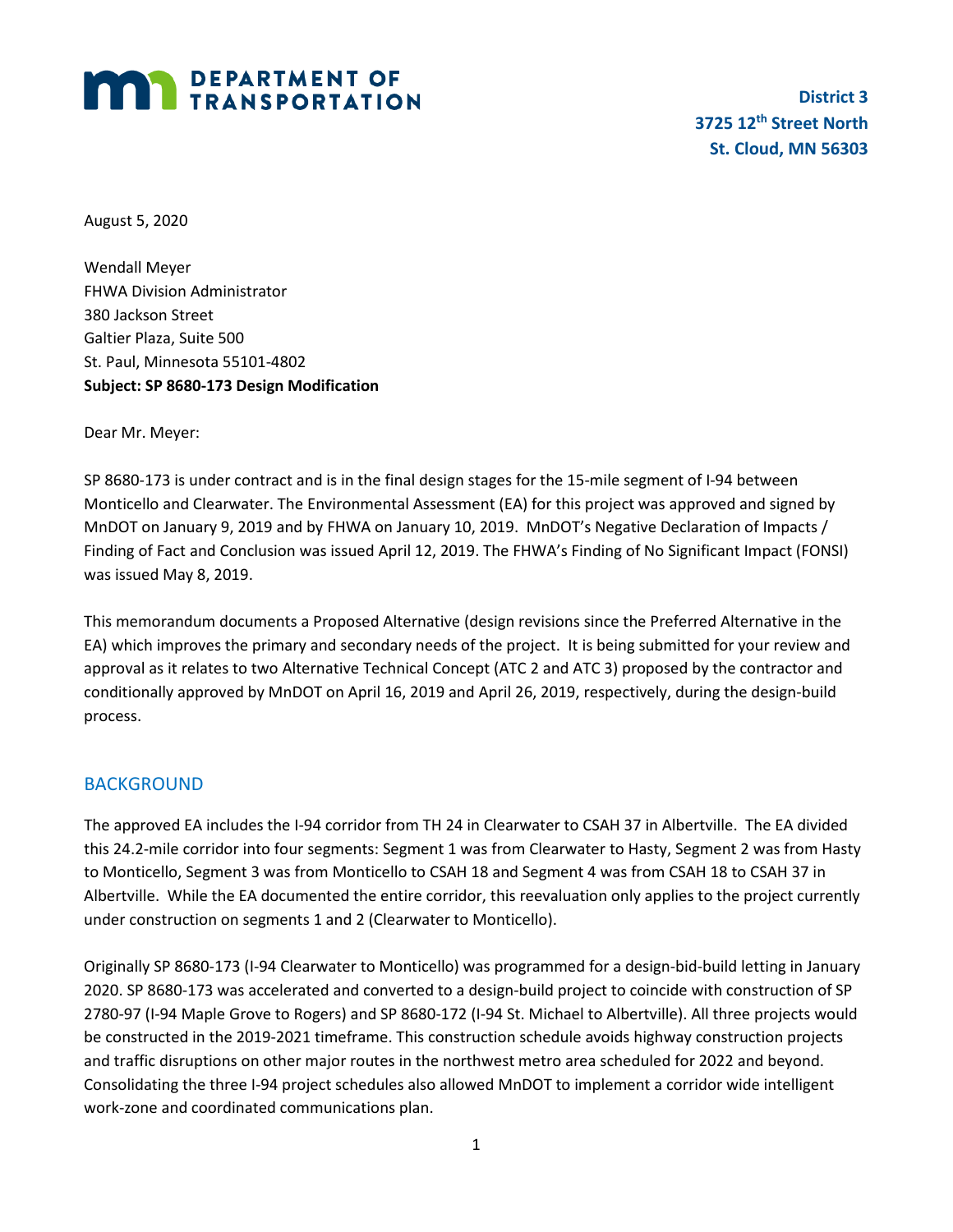**MN DEPARTMENT OF TRANSPORTATION**

**District 3**
**3725 12th Street North**
**St. Cloud, MN 56303**

August 5, 2020

Wendall Meyer
FHWA Division Administrator
380 Jackson Street
Galtier Plaza, Suite 500
St. Paul, Minnesota 55101-4802
**Subject: SP 8680-173 Design Modification**

Dear Mr. Meyer:

SP 8680-173 is under contract and is in the final design stages for the 15-mile segment of I-94 between Monticello and Clearwater. The Environmental Assessment (EA) for this project was approved and signed by MnDOT on January 9, 2019 and by FHWA on January 10, 2019. MnDOT's Negative Declaration of Impacts / Finding of Fact and Conclusion was issued April 12, 2019. The FHWA's Finding of No Significant Impact (FONSI) was issued May 8, 2019.

This memorandum documents a Proposed Alternative (design revisions since the Preferred Alternative in the EA) which improves the primary and secondary needs of the project. It is being submitted for your review and approval as it relates to two Alternative Technical Concept (ATC 2 and ATC 3) proposed by the contractor and conditionally approved by MnDOT on April 16, 2019 and April 26, 2019, respectively, during the design-build process.

## BACKGROUND

The approved EA includes the I-94 corridor from TH 24 in Clearwater to CSAH 37 in Albertville. The EA divided this 24.2-mile corridor into four segments: Segment 1 was from Clearwater to Hasty, Segment 2 was from Hasty to Monticello, Segment 3 was from Monticello to CSAH 18 and Segment 4 was from CSAH 18 to CSAH 37 in Albertville. While the EA documented the entire corridor, this reevaluation only applies to the project currently under construction on segments 1 and 2 (Clearwater to Monticello).

Originally SP 8680-173 (I-94 Clearwater to Monticello) was programmed for a design-bid-build letting in January 2020. SP 8680-173 was accelerated and converted to a design-build project to coincide with construction of SP 2780-97 (I-94 Maple Grove to Rogers) and SP 8680-172 (I-94 St. Michael to Albertville). All three projects would be constructed in the 2019-2021 timeframe. This construction schedule avoids highway construction projects and traffic disruptions on other major routes in the northwest metro area scheduled for 2022 and beyond. Consolidating the three I-94 project schedules also allowed MnDOT to implement a corridor wide intelligent work-zone and coordinated communications plan.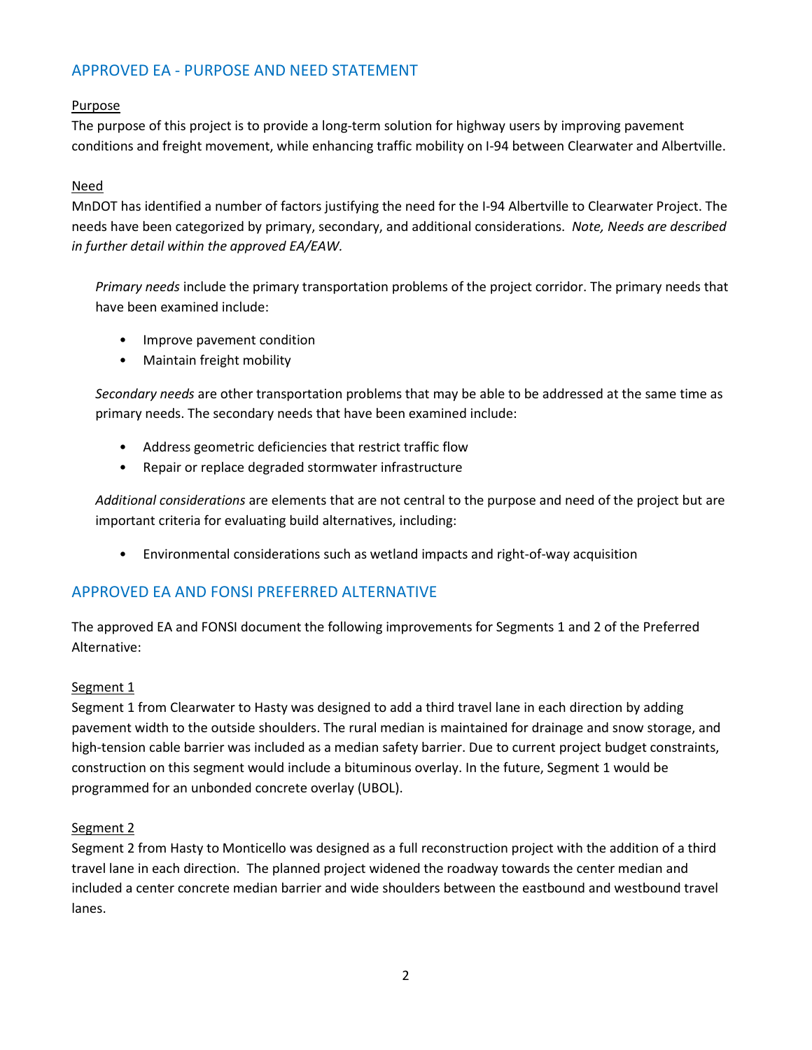## APPROVED EA - PURPOSE AND NEED STATEMENT

Purpose

The purpose of this project is to provide a long-term solution for highway users by improving pavement conditions and freight movement, while enhancing traffic mobility on I-94 between Clearwater and Albertville.

Need

MnDOT has identified a number of factors justifying the need for the I-94 Albertville to Clearwater Project. The needs have been categorized by primary, secondary, and additional considerations. *Note, Needs are described in further detail within the approved EA/EAW.*

*Primary needs* include the primary transportation problems of the project corridor. The primary needs that have been examined include:

- Improve pavement condition
- Maintain freight mobility

*Secondary needs* are other transportation problems that may be able to be addressed at the same time as primary needs. The secondary needs that have been examined include:

- Address geometric deficiencies that restrict traffic flow
- Repair or replace degraded stormwater infrastructure

*Additional considerations* are elements that are not central to the purpose and need of the project but are important criteria for evaluating build alternatives, including:

- Environmental considerations such as wetland impacts and right-of-way acquisition

## APPROVED EA AND FONSI PREFERRED ALTERNATIVE

The approved EA and FONSI document the following improvements for Segments 1 and 2 of the Preferred Alternative:

Segment 1

Segment 1 from Clearwater to Hasty was designed to add a third travel lane in each direction by adding pavement width to the outside shoulders. The rural median is maintained for drainage and snow storage, and high-tension cable barrier was included as a median safety barrier. Due to current project budget constraints, construction on this segment would include a bituminous overlay. In the future, Segment 1 would be programmed for an unbonded concrete overlay (UBOL).

Segment 2

Segment 2 from Hasty to Monticello was designed as a full reconstruction project with the addition of a third travel lane in each direction. The planned project widened the roadway towards the center median and included a center concrete median barrier and wide shoulders between the eastbound and westbound travel lanes.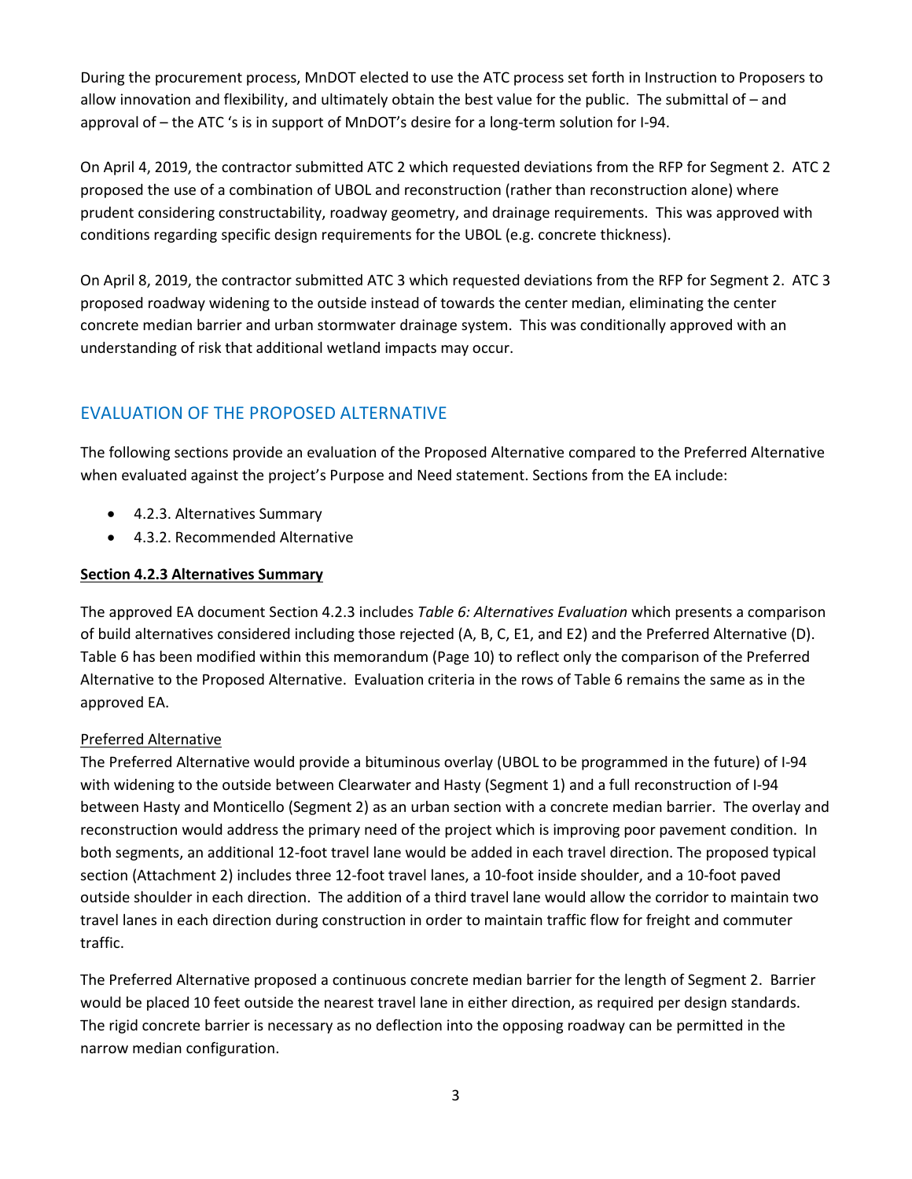During the procurement process, MnDOT elected to use the ATC process set forth in Instruction to Proposers to allow innovation and flexibility, and ultimately obtain the best value for the public. The submittal of – and approval of – the ATC 's is in support of MnDOT's desire for a long-term solution for I-94.

On April 4, 2019, the contractor submitted ATC 2 which requested deviations from the RFP for Segment 2. ATC 2 proposed the use of a combination of UBOL and reconstruction (rather than reconstruction alone) where prudent considering constructability, roadway geometry, and drainage requirements. This was approved with conditions regarding specific design requirements for the UBOL (e.g. concrete thickness).

On April 8, 2019, the contractor submitted ATC 3 which requested deviations from the RFP for Segment 2. ATC 3 proposed roadway widening to the outside instead of towards the center median, eliminating the center concrete median barrier and urban stormwater drainage system. This was conditionally approved with an understanding of risk that additional wetland impacts may occur.

## EVALUATION OF THE PROPOSED ALTERNATIVE

The following sections provide an evaluation of the Proposed Alternative compared to the Preferred Alternative when evaluated against the project's Purpose and Need statement. Sections from the EA include:

- 4.2.3. Alternatives Summary
- 4.3.2. Recommended Alternative

### Section 4.2.3 Alternatives Summary

The approved EA document Section 4.2.3 includes *Table 6: Alternatives Evaluation* which presents a comparison of build alternatives considered including those rejected (A, B, C, E1, and E2) and the Preferred Alternative (D). Table 6 has been modified within this memorandum (Page 10) to reflect only the comparison of the Preferred Alternative to the Proposed Alternative. Evaluation criteria in the rows of Table 6 remains the same as in the approved EA.

#### Preferred Alternative

The Preferred Alternative would provide a bituminous overlay (UBOL to be programmed in the future) of I-94 with widening to the outside between Clearwater and Hasty (Segment 1) and a full reconstruction of I-94 between Hasty and Monticello (Segment 2) as an urban section with a concrete median barrier. The overlay and reconstruction would address the primary need of the project which is improving poor pavement condition. In both segments, an additional 12-foot travel lane would be added in each travel direction. The proposed typical section (Attachment 2) includes three 12-foot travel lanes, a 10-foot inside shoulder, and a 10-foot paved outside shoulder in each direction. The addition of a third travel lane would allow the corridor to maintain two travel lanes in each direction during construction in order to maintain traffic flow for freight and commuter traffic.

The Preferred Alternative proposed a continuous concrete median barrier for the length of Segment 2. Barrier would be placed 10 feet outside the nearest travel lane in either direction, as required per design standards. The rigid concrete barrier is necessary as no deflection into the opposing roadway can be permitted in the narrow median configuration.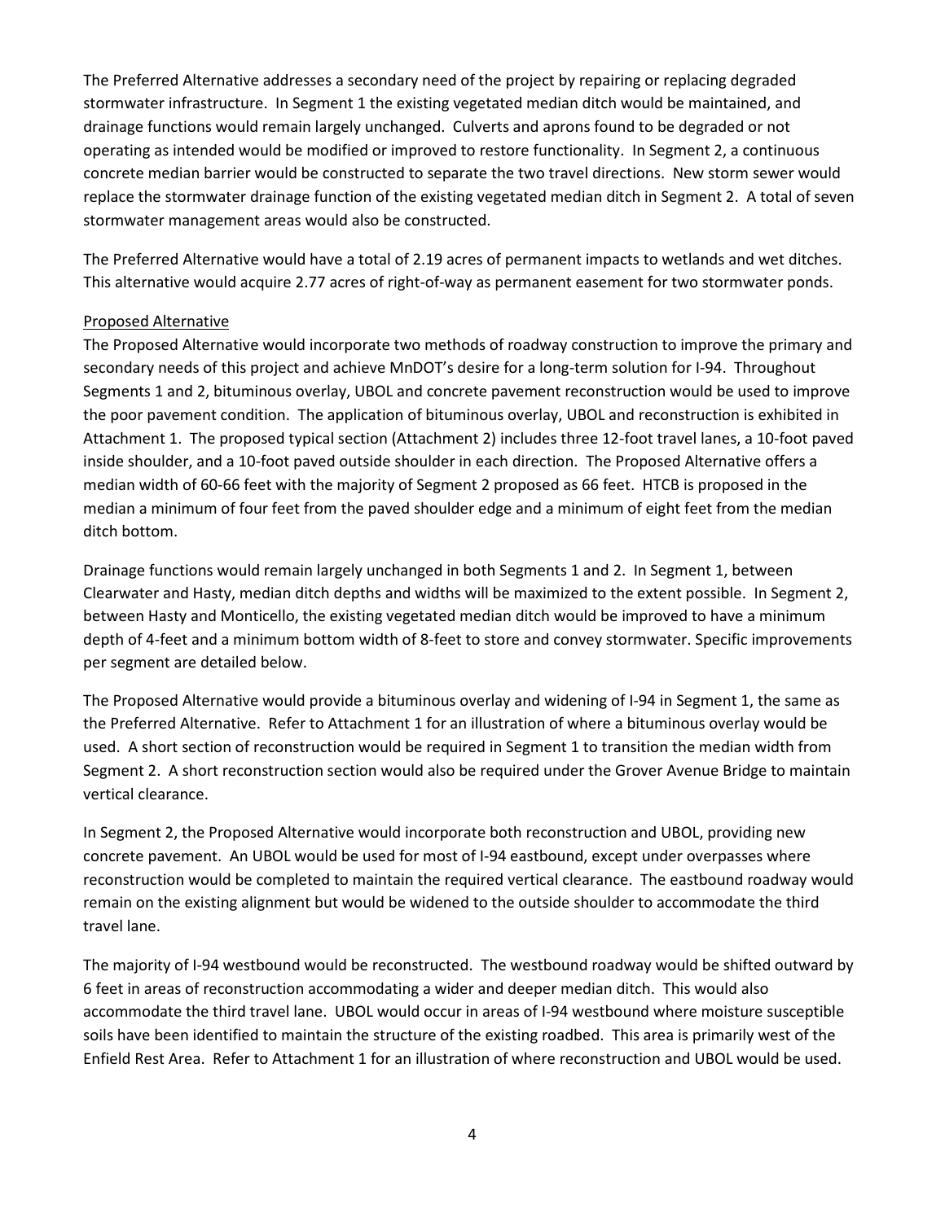The Preferred Alternative addresses a secondary need of the project by repairing or replacing degraded stormwater infrastructure. In Segment 1 the existing vegetated median ditch would be maintained, and drainage functions would remain largely unchanged. Culverts and aprons found to be degraded or not operating as intended would be modified or improved to restore functionality. In Segment 2, a continuous concrete median barrier would be constructed to separate the two travel directions. New storm sewer would replace the stormwater drainage function of the existing vegetated median ditch in Segment 2. A total of seven stormwater management areas would also be constructed.

The Preferred Alternative would have a total of 2.19 acres of permanent impacts to wetlands and wet ditches. This alternative would acquire 2.77 acres of right-of-way as permanent easement for two stormwater ponds.

Proposed Alternative

The Proposed Alternative would incorporate two methods of roadway construction to improve the primary and secondary needs of this project and achieve MnDOT's desire for a long-term solution for I-94. Throughout Segments 1 and 2, bituminous overlay, UBOL and concrete pavement reconstruction would be used to improve the poor pavement condition. The application of bituminous overlay, UBOL and reconstruction is exhibited in Attachment 1. The proposed typical section (Attachment 2) includes three 12-foot travel lanes, a 10-foot paved inside shoulder, and a 10-foot paved outside shoulder in each direction. The Proposed Alternative offers a median width of 60-66 feet with the majority of Segment 2 proposed as 66 feet. HTCB is proposed in the median a minimum of four feet from the paved shoulder edge and a minimum of eight feet from the median ditch bottom.

Drainage functions would remain largely unchanged in both Segments 1 and 2. In Segment 1, between Clearwater and Hasty, median ditch depths and widths will be maximized to the extent possible. In Segment 2, between Hasty and Monticello, the existing vegetated median ditch would be improved to have a minimum depth of 4-feet and a minimum bottom width of 8-feet to store and convey stormwater. Specific improvements per segment are detailed below.

The Proposed Alternative would provide a bituminous overlay and widening of I-94 in Segment 1, the same as the Preferred Alternative. Refer to Attachment 1 for an illustration of where a bituminous overlay would be used. A short section of reconstruction would be required in Segment 1 to transition the median width from Segment 2. A short reconstruction section would also be required under the Grover Avenue Bridge to maintain vertical clearance.

In Segment 2, the Proposed Alternative would incorporate both reconstruction and UBOL, providing new concrete pavement. An UBOL would be used for most of I-94 eastbound, except under overpasses where reconstruction would be completed to maintain the required vertical clearance. The eastbound roadway would remain on the existing alignment but would be widened to the outside shoulder to accommodate the third travel lane.

The majority of I-94 westbound would be reconstructed. The westbound roadway would be shifted outward by 6 feet in areas of reconstruction accommodating a wider and deeper median ditch. This would also accommodate the third travel lane. UBOL would occur in areas of I-94 westbound where moisture susceptible soils have been identified to maintain the structure of the existing roadbed. This area is primarily west of the Enfield Rest Area. Refer to Attachment 1 for an illustration of where reconstruction and UBOL would be used.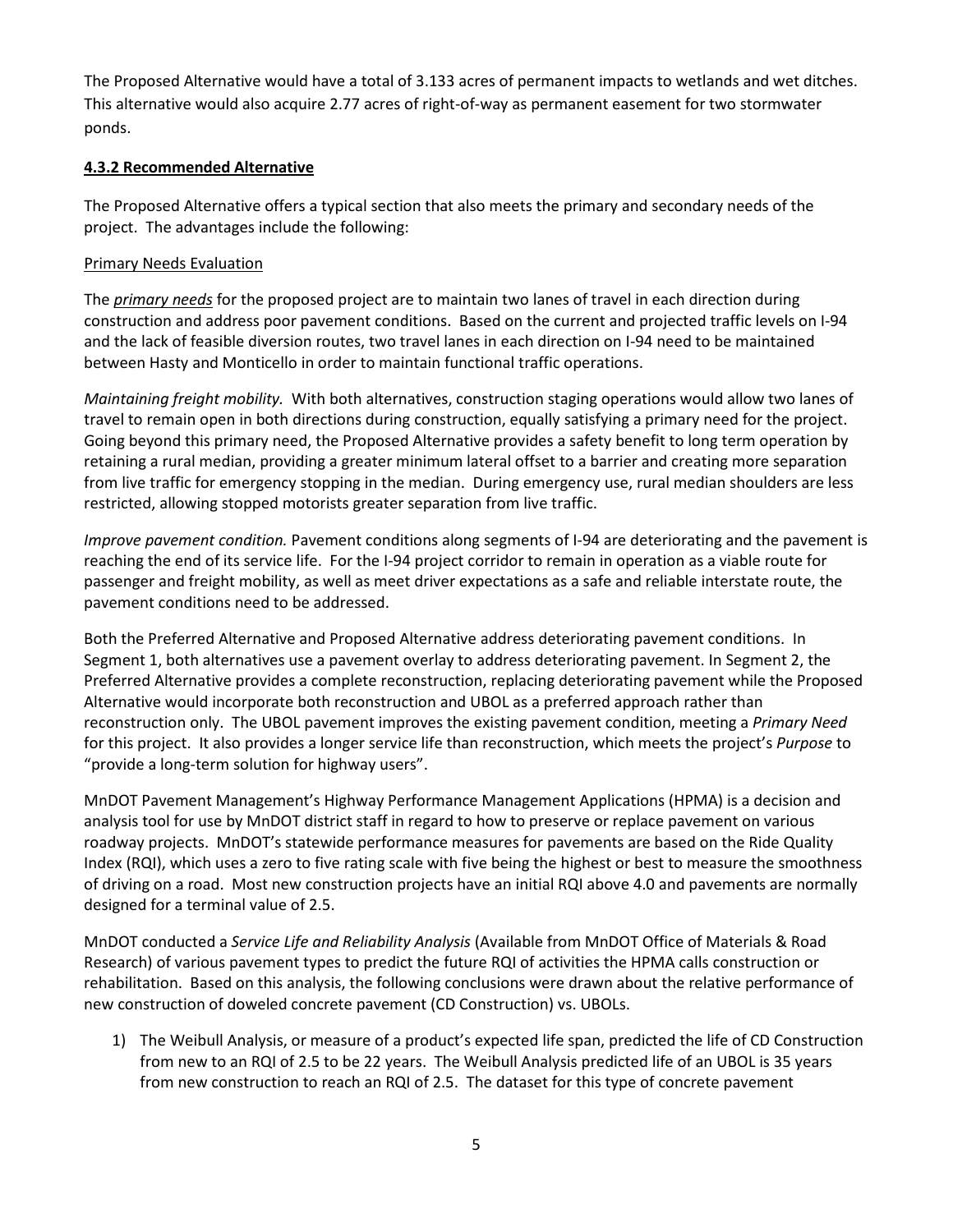The Proposed Alternative would have a total of 3.133 acres of permanent impacts to wetlands and wet ditches. This alternative would also acquire 2.77 acres of right-of-way as permanent easement for two stormwater ponds.

### 4.3.2 Recommended Alternative

The Proposed Alternative offers a typical section that also meets the primary and secondary needs of the project. The advantages include the following:

Primary Needs Evaluation

The ***primary needs*** for the proposed project are to maintain two lanes of travel in each direction during construction and address poor pavement conditions. Based on the current and projected traffic levels on I-94 and the lack of feasible diversion routes, two travel lanes in each direction on I-94 need to be maintained between Hasty and Monticello in order to maintain functional traffic operations.

*Maintaining freight mobility.* With both alternatives, construction staging operations would allow two lanes of travel to remain open in both directions during construction, equally satisfying a primary need for the project. Going beyond this primary need, the Proposed Alternative provides a safety benefit to long term operation by retaining a rural median, providing a greater minimum lateral offset to a barrier and creating more separation from live traffic for emergency stopping in the median. During emergency use, rural median shoulders are less restricted, allowing stopped motorists greater separation from live traffic.

*Improve pavement condition.* Pavement conditions along segments of I-94 are deteriorating and the pavement is reaching the end of its service life. For the I-94 project corridor to remain in operation as a viable route for passenger and freight mobility, as well as meet driver expectations as a safe and reliable interstate route, the pavement conditions need to be addressed.

Both the Preferred Alternative and Proposed Alternative address deteriorating pavement conditions. In Segment 1, both alternatives use a pavement overlay to address deteriorating pavement. In Segment 2, the Preferred Alternative provides a complete reconstruction, replacing deteriorating pavement while the Proposed Alternative would incorporate both reconstruction and UBOL as a preferred approach rather than reconstruction only. The UBOL pavement improves the existing pavement condition, meeting a *Primary Need* for this project. It also provides a longer service life than reconstruction, which meets the project's *Purpose* to "provide a long-term solution for highway users".

MnDOT Pavement Management's Highway Performance Management Applications (HPMA) is a decision and analysis tool for use by MnDOT district staff in regard to how to preserve or replace pavement on various roadway projects. MnDOT's statewide performance measures for pavements are based on the Ride Quality Index (RQI), which uses a zero to five rating scale with five being the highest or best to measure the smoothness of driving on a road. Most new construction projects have an initial RQI above 4.0 and pavements are normally designed for a terminal value of 2.5.

MnDOT conducted a *Service Life and Reliability Analysis* (Available from MnDOT Office of Materials & Road Research) of various pavement types to predict the future RQI of activities the HPMA calls construction or rehabilitation. Based on this analysis, the following conclusions were drawn about the relative performance of new construction of doweled concrete pavement (CD Construction) vs. UBOLs.

1) The Weibull Analysis, or measure of a product's expected life span, predicted the life of CD Construction from new to an RQI of 2.5 to be 22 years. The Weibull Analysis predicted life of an UBOL is 35 years from new construction to reach an RQI of 2.5. The dataset for this type of concrete pavement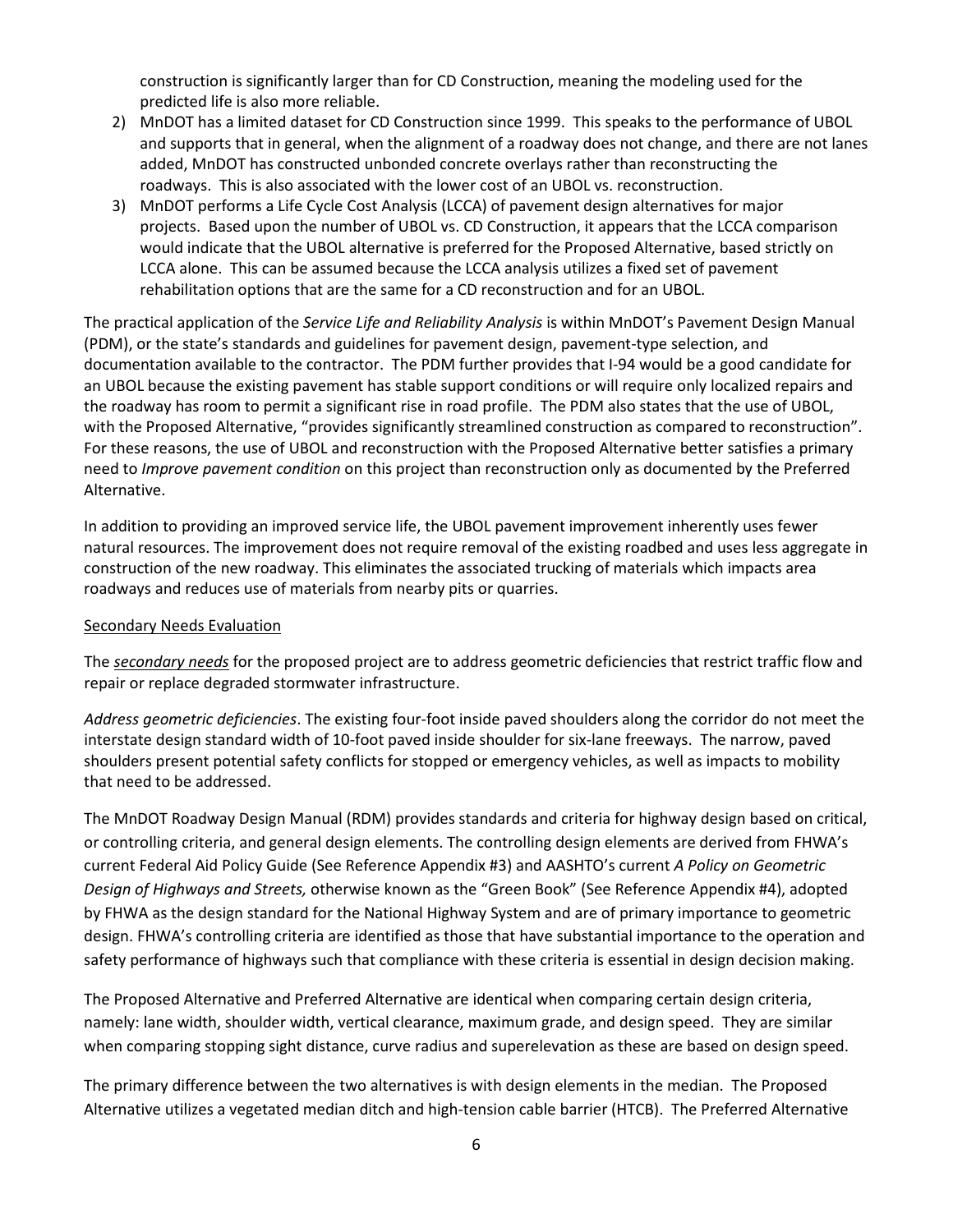construction is significantly larger than for CD Construction, meaning the modeling used for the predicted life is also more reliable.

2) MnDOT has a limited dataset for CD Construction since 1999. This speaks to the performance of UBOL and supports that in general, when the alignment of a roadway does not change, and there are not lanes added, MnDOT has constructed unbonded concrete overlays rather than reconstructing the roadways. This is also associated with the lower cost of an UBOL vs. reconstruction.
3) MnDOT performs a Life Cycle Cost Analysis (LCCA) of pavement design alternatives for major projects. Based upon the number of UBOL vs. CD Construction, it appears that the LCCA comparison would indicate that the UBOL alternative is preferred for the Proposed Alternative, based strictly on LCCA alone. This can be assumed because the LCCA analysis utilizes a fixed set of pavement rehabilitation options that are the same for a CD reconstruction and for an UBOL.

The practical application of the *Service Life and Reliability Analysis* is within MnDOT's Pavement Design Manual (PDM), or the state's standards and guidelines for pavement design, pavement-type selection, and documentation available to the contractor. The PDM further provides that I-94 would be a good candidate for an UBOL because the existing pavement has stable support conditions or will require only localized repairs and the roadway has room to permit a significant rise in road profile. The PDM also states that the use of UBOL, with the Proposed Alternative, "provides significantly streamlined construction as compared to reconstruction". For these reasons, the use of UBOL and reconstruction with the Proposed Alternative better satisfies a primary need to *Improve pavement condition* on this project than reconstruction only as documented by the Preferred Alternative.

In addition to providing an improved service life, the UBOL pavement improvement inherently uses fewer natural resources. The improvement does not require removal of the existing roadbed and uses less aggregate in construction of the new roadway. This eliminates the associated trucking of materials which impacts area roadways and reduces use of materials from nearby pits or quarries.

<u>Secondary Needs Evaluation</u>

The ***<u>secondary needs</u>*** for the proposed project are to address geometric deficiencies that restrict traffic flow and repair or replace degraded stormwater infrastructure.

*Address geometric deficiencies*. The existing four-foot inside paved shoulders along the corridor do not meet the interstate design standard width of 10-foot paved inside shoulder for six-lane freeways. The narrow, paved shoulders present potential safety conflicts for stopped or emergency vehicles, as well as impacts to mobility that need to be addressed.

The MnDOT Roadway Design Manual (RDM) provides standards and criteria for highway design based on critical, or controlling criteria, and general design elements. The controlling design elements are derived from FHWA's current Federal Aid Policy Guide (See Reference Appendix #3) and AASHTO's current *A Policy on Geometric Design of Highways and Streets,* otherwise known as the "Green Book" (See Reference Appendix #4), adopted by FHWA as the design standard for the National Highway System and are of primary importance to geometric design. FHWA's controlling criteria are identified as those that have substantial importance to the operation and safety performance of highways such that compliance with these criteria is essential in design decision making.

The Proposed Alternative and Preferred Alternative are identical when comparing certain design criteria, namely: lane width, shoulder width, vertical clearance, maximum grade, and design speed. They are similar when comparing stopping sight distance, curve radius and superelevation as these are based on design speed.

The primary difference between the two alternatives is with design elements in the median. The Proposed Alternative utilizes a vegetated median ditch and high-tension cable barrier (HTCB). The Preferred Alternative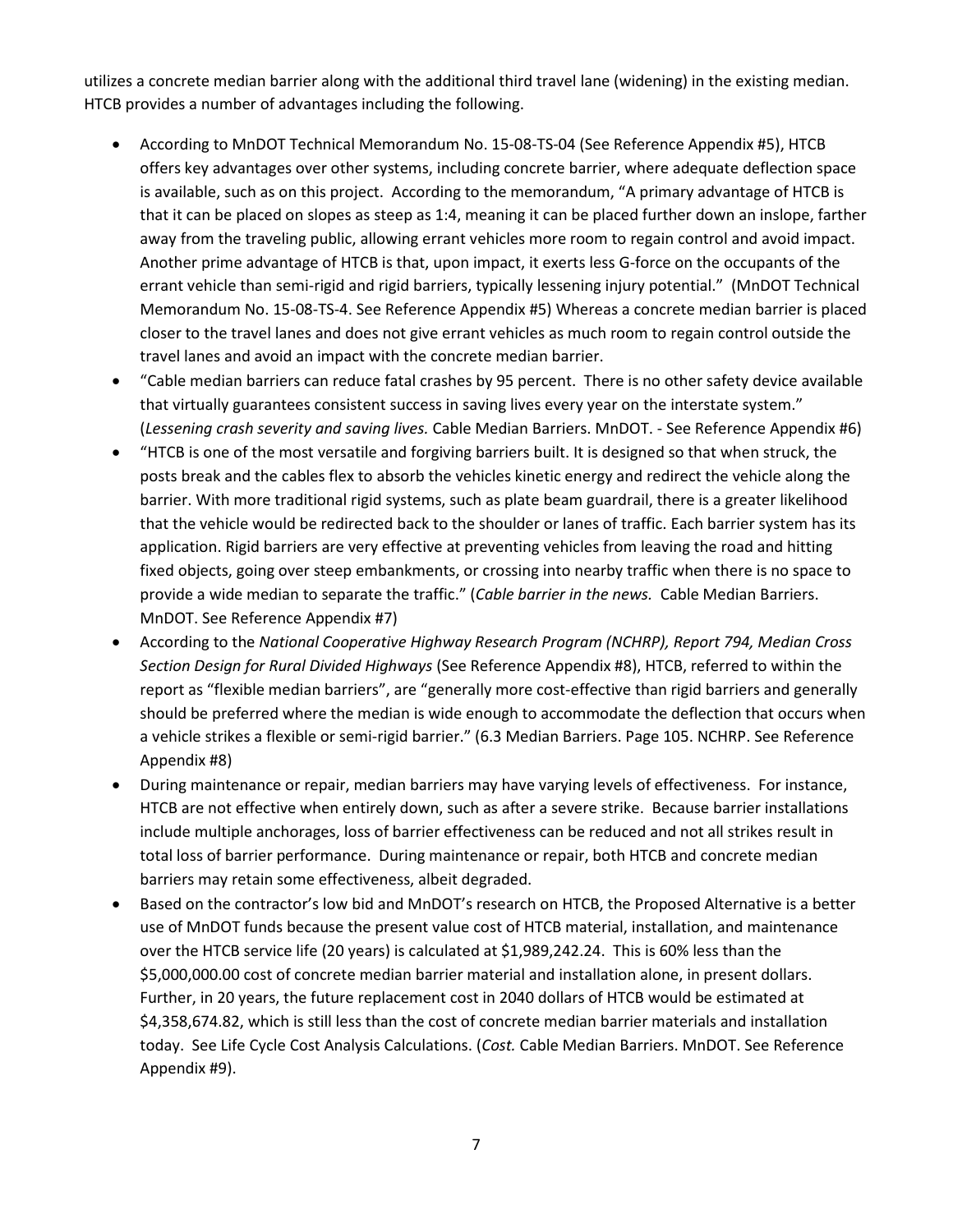utilizes a concrete median barrier along with the additional third travel lane (widening) in the existing median. HTCB provides a number of advantages including the following.

- According to MnDOT Technical Memorandum No. 15-08-TS-04 (See Reference Appendix #5), HTCB offers key advantages over other systems, including concrete barrier, where adequate deflection space is available, such as on this project. According to the memorandum, "A primary advantage of HTCB is that it can be placed on slopes as steep as 1:4, meaning it can be placed further down an inslope, farther away from the traveling public, allowing errant vehicles more room to regain control and avoid impact. Another prime advantage of HTCB is that, upon impact, it exerts less G-force on the occupants of the errant vehicle than semi-rigid and rigid barriers, typically lessening injury potential." (MnDOT Technical Memorandum No. 15-08-TS-4. See Reference Appendix #5) Whereas a concrete median barrier is placed closer to the travel lanes and does not give errant vehicles as much room to regain control outside the travel lanes and avoid an impact with the concrete median barrier.
- "Cable median barriers can reduce fatal crashes by 95 percent. There is no other safety device available that virtually guarantees consistent success in saving lives every year on the interstate system." (*Lessening crash severity and saving lives.* Cable Median Barriers. MnDOT. - See Reference Appendix #6)
- "HTCB is one of the most versatile and forgiving barriers built. It is designed so that when struck, the posts break and the cables flex to absorb the vehicles kinetic energy and redirect the vehicle along the barrier. With more traditional rigid systems, such as plate beam guardrail, there is a greater likelihood that the vehicle would be redirected back to the shoulder or lanes of traffic. Each barrier system has its application. Rigid barriers are very effective at preventing vehicles from leaving the road and hitting fixed objects, going over steep embankments, or crossing into nearby traffic when there is no space to provide a wide median to separate the traffic." (*Cable barrier in the news.* Cable Median Barriers. MnDOT. See Reference Appendix #7)
- According to the *National Cooperative Highway Research Program (NCHRP), Report 794, Median Cross Section Design for Rural Divided Highways* (See Reference Appendix #8), HTCB, referred to within the report as "flexible median barriers", are "generally more cost-effective than rigid barriers and generally should be preferred where the median is wide enough to accommodate the deflection that occurs when a vehicle strikes a flexible or semi-rigid barrier." (6.3 Median Barriers. Page 105. NCHRP. See Reference Appendix #8)
- During maintenance or repair, median barriers may have varying levels of effectiveness. For instance, HTCB are not effective when entirely down, such as after a severe strike. Because barrier installations include multiple anchorages, loss of barrier effectiveness can be reduced and not all strikes result in total loss of barrier performance. During maintenance or repair, both HTCB and concrete median barriers may retain some effectiveness, albeit degraded.
- Based on the contractor's low bid and MnDOT's research on HTCB, the Proposed Alternative is a better use of MnDOT funds because the present value cost of HTCB material, installation, and maintenance over the HTCB service life (20 years) is calculated at $1,989,242.24. This is 60% less than the $5,000,000.00 cost of concrete median barrier material and installation alone, in present dollars. Further, in 20 years, the future replacement cost in 2040 dollars of HTCB would be estimated at $4,358,674.82, which is still less than the cost of concrete median barrier materials and installation today. See Life Cycle Cost Analysis Calculations. (*Cost.* Cable Median Barriers. MnDOT. See Reference Appendix #9).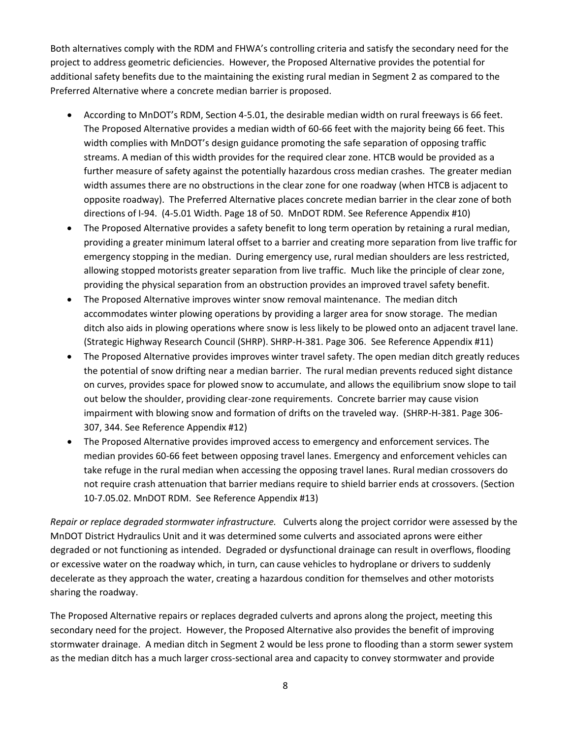Both alternatives comply with the RDM and FHWA's controlling criteria and satisfy the secondary need for the project to address geometric deficiencies. However, the Proposed Alternative provides the potential for additional safety benefits due to the maintaining the existing rural median in Segment 2 as compared to the Preferred Alternative where a concrete median barrier is proposed.

- According to MnDOT's RDM, Section 4-5.01, the desirable median width on rural freeways is 66 feet. The Proposed Alternative provides a median width of 60-66 feet with the majority being 66 feet. This width complies with MnDOT's design guidance promoting the safe separation of opposing traffic streams. A median of this width provides for the required clear zone. HTCB would be provided as a further measure of safety against the potentially hazardous cross median crashes. The greater median width assumes there are no obstructions in the clear zone for one roadway (when HTCB is adjacent to opposite roadway). The Preferred Alternative places concrete median barrier in the clear zone of both directions of I-94. (4-5.01 Width. Page 18 of 50. MnDOT RDM. See Reference Appendix #10)
- The Proposed Alternative provides a safety benefit to long term operation by retaining a rural median, providing a greater minimum lateral offset to a barrier and creating more separation from live traffic for emergency stopping in the median. During emergency use, rural median shoulders are less restricted, allowing stopped motorists greater separation from live traffic. Much like the principle of clear zone, providing the physical separation from an obstruction provides an improved travel safety benefit.
- The Proposed Alternative improves winter snow removal maintenance. The median ditch accommodates winter plowing operations by providing a larger area for snow storage. The median ditch also aids in plowing operations where snow is less likely to be plowed onto an adjacent travel lane. (Strategic Highway Research Council (SHRP). SHRP-H-381. Page 306. See Reference Appendix #11)
- The Proposed Alternative provides improves winter travel safety. The open median ditch greatly reduces the potential of snow drifting near a median barrier. The rural median prevents reduced sight distance on curves, provides space for plowed snow to accumulate, and allows the equilibrium snow slope to tail out below the shoulder, providing clear-zone requirements. Concrete barrier may cause vision impairment with blowing snow and formation of drifts on the traveled way. (SHRP-H-381. Page 306-307, 344. See Reference Appendix #12)
- The Proposed Alternative provides improved access to emergency and enforcement services. The median provides 60-66 feet between opposing travel lanes. Emergency and enforcement vehicles can take refuge in the rural median when accessing the opposing travel lanes. Rural median crossovers do not require crash attenuation that barrier medians require to shield barrier ends at crossovers. (Section 10-7.05.02. MnDOT RDM. See Reference Appendix #13)

*Repair or replace degraded stormwater infrastructure.* Culverts along the project corridor were assessed by the MnDOT District Hydraulics Unit and it was determined some culverts and associated aprons were either degraded or not functioning as intended. Degraded or dysfunctional drainage can result in overflows, flooding or excessive water on the roadway which, in turn, can cause vehicles to hydroplane or drivers to suddenly decelerate as they approach the water, creating a hazardous condition for themselves and other motorists sharing the roadway.

The Proposed Alternative repairs or replaces degraded culverts and aprons along the project, meeting this secondary need for the project. However, the Proposed Alternative also provides the benefit of improving stormwater drainage. A median ditch in Segment 2 would be less prone to flooding than a storm sewer system as the median ditch has a much larger cross-sectional area and capacity to convey stormwater and provide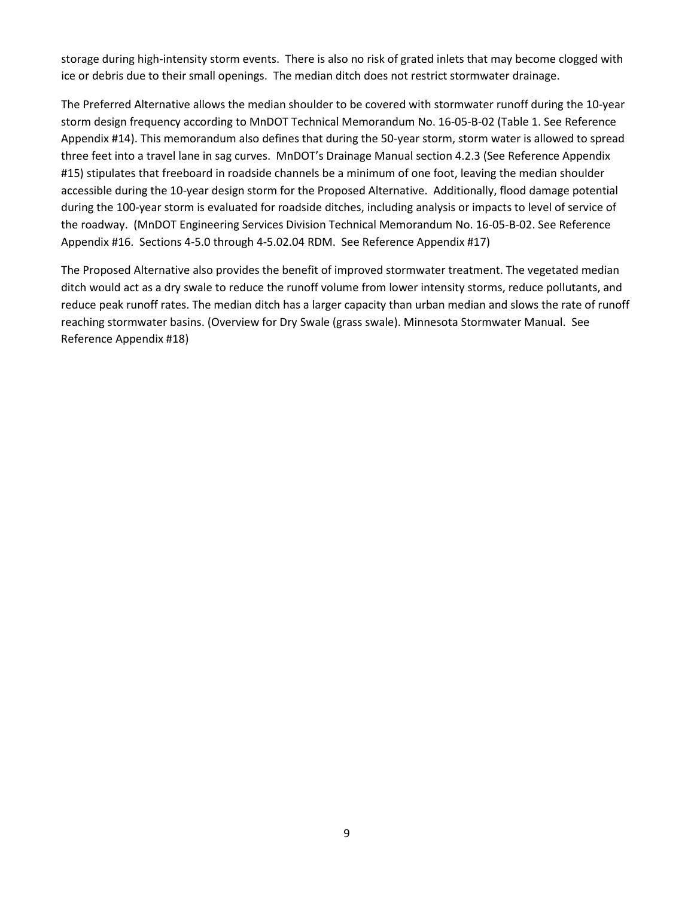storage during high-intensity storm events. There is also no risk of grated inlets that may become clogged with ice or debris due to their small openings. The median ditch does not restrict stormwater drainage.

The Preferred Alternative allows the median shoulder to be covered with stormwater runoff during the 10-year storm design frequency according to MnDOT Technical Memorandum No. 16-05-B-02 (Table 1. See Reference Appendix #14). This memorandum also defines that during the 50-year storm, storm water is allowed to spread three feet into a travel lane in sag curves. MnDOT's Drainage Manual section 4.2.3 (See Reference Appendix #15) stipulates that freeboard in roadside channels be a minimum of one foot, leaving the median shoulder accessible during the 10-year design storm for the Proposed Alternative. Additionally, flood damage potential during the 100-year storm is evaluated for roadside ditches, including analysis or impacts to level of service of the roadway. (MnDOT Engineering Services Division Technical Memorandum No. 16-05-B-02. See Reference Appendix #16. Sections 4-5.0 through 4-5.02.04 RDM. See Reference Appendix #17)

The Proposed Alternative also provides the benefit of improved stormwater treatment. The vegetated median ditch would act as a dry swale to reduce the runoff volume from lower intensity storms, reduce pollutants, and reduce peak runoff rates. The median ditch has a larger capacity than urban median and slows the rate of runoff reaching stormwater basins. (Overview for Dry Swale (grass swale). Minnesota Stormwater Manual. See Reference Appendix #18)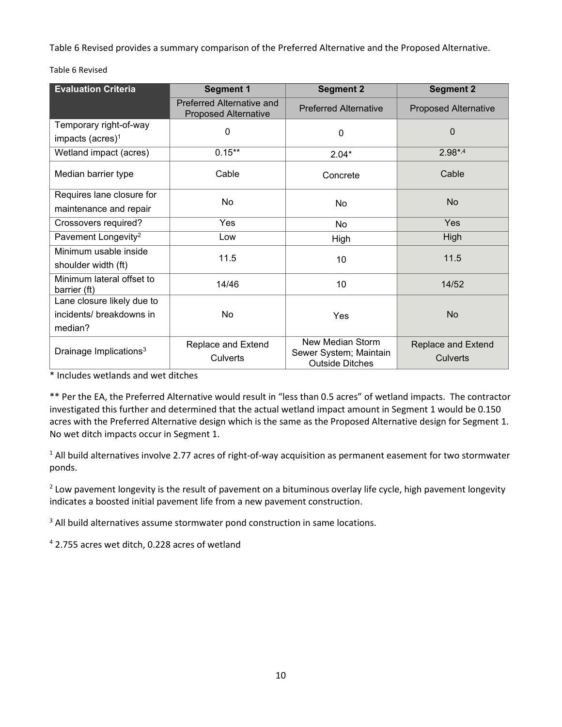Table 6 Revised provides a summary comparison of the Preferred Alternative and the Proposed Alternative.

Table 6 Revised

| Evaluation Criteria | Segment 1 | Segment 2 | Segment 2 |
|---|---|---|---|
| | Preferred Alternative and Proposed Alternative | Preferred Alternative | Proposed Alternative |
| Temporary right-of-way impacts (acres)[1] | 0 | 0 | 0 |
| Wetland impact (acres) | 0.15** | 2.04* | 2.98*,[4] |
| Median barrier type | Cable | Concrete | Cable |
| Requires lane closure for maintenance and repair | No | No | No |
| Crossovers required? | Yes | No | Yes |
| Pavement Longevity[2] | Low | High | High |
| Minimum usable inside shoulder width (ft) | 11.5 | 10 | 11.5 |
| Minimum lateral offset to barrier (ft) | 14/46 | 10 | 14/52 |
| Lane closure likely due to incidents/ breakdowns in median? | No | Yes | No |
| Drainage Implications[3] | Replace and Extend Culverts | New Median Storm Sewer System; Maintain Outside Ditches | Replace and Extend Culverts |

* Includes wetlands and wet ditches

** Per the EA, the Preferred Alternative would result in "less than 0.5 acres" of wetland impacts. The contractor investigated this further and determined that the actual wetland impact amount in Segment 1 would be 0.150 acres with the Preferred Alternative design which is the same as the Proposed Alternative design for Segment 1. No wet ditch impacts occur in Segment 1.

[1] All build alternatives involve 2.77 acres of right-of-way acquisition as permanent easement for two stormwater ponds.

[2] Low pavement longevity is the result of pavement on a bituminous overlay life cycle, high pavement longevity indicates a boosted initial pavement life from a new pavement construction.

[3] All build alternatives assume stormwater pond construction in same locations.

[4] 2.755 acres wet ditch, 0.228 acres of wetland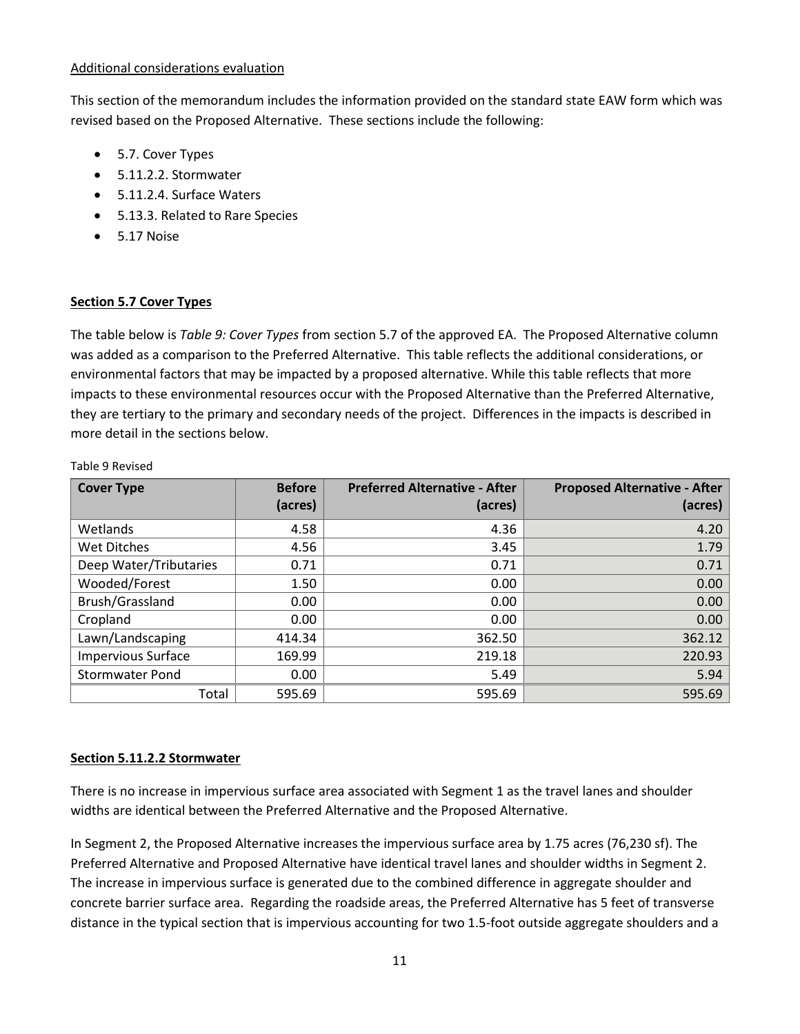Additional considerations evaluation

This section of the memorandum includes the information provided on the standard state EAW form which was revised based on the Proposed Alternative. These sections include the following:

- 5.7. Cover Types
- 5.11.2.2. Stormwater
- 5.11.2.4. Surface Waters
- 5.13.3. Related to Rare Species
- 5.17 Noise

**Section 5.7 Cover Types**

The table below is *Table 9: Cover Types* from section 5.7 of the approved EA. The Proposed Alternative column was added as a comparison to the Preferred Alternative. This table reflects the additional considerations, or environmental factors that may be impacted by a proposed alternative. While this table reflects that more impacts to these environmental resources occur with the Proposed Alternative than the Preferred Alternative, they are tertiary to the primary and secondary needs of the project. Differences in the impacts is described in more detail in the sections below.

Table 9 Revised

| Cover Type | Before (acres) | Preferred Alternative - After (acres) | Proposed Alternative - After (acres) |
|---|---:|---:|---:|
| Wetlands | 4.58 | 4.36 | 4.20 |
| Wet Ditches | 4.56 | 3.45 | 1.79 |
| Deep Water/Tributaries | 0.71 | 0.71 | 0.71 |
| Wooded/Forest | 1.50 | 0.00 | 0.00 |
| Brush/Grassland | 0.00 | 0.00 | 0.00 |
| Cropland | 0.00 | 0.00 | 0.00 |
| Lawn/Landscaping | 414.34 | 362.50 | 362.12 |
| Impervious Surface | 169.99 | 219.18 | 220.93 |
| Stormwater Pond | 0.00 | 5.49 | 5.94 |
| Total | 595.69 | 595.69 | 595.69 |

**Section 5.11.2.2 Stormwater**

There is no increase in impervious surface area associated with Segment 1 as the travel lanes and shoulder widths are identical between the Preferred Alternative and the Proposed Alternative.

In Segment 2, the Proposed Alternative increases the impervious surface area by 1.75 acres (76,230 sf). The Preferred Alternative and Proposed Alternative have identical travel lanes and shoulder widths in Segment 2. The increase in impervious surface is generated due to the combined difference in aggregate shoulder and concrete barrier surface area. Regarding the roadside areas, the Preferred Alternative has 5 feet of transverse distance in the typical section that is impervious accounting for two 1.5-foot outside aggregate shoulders and a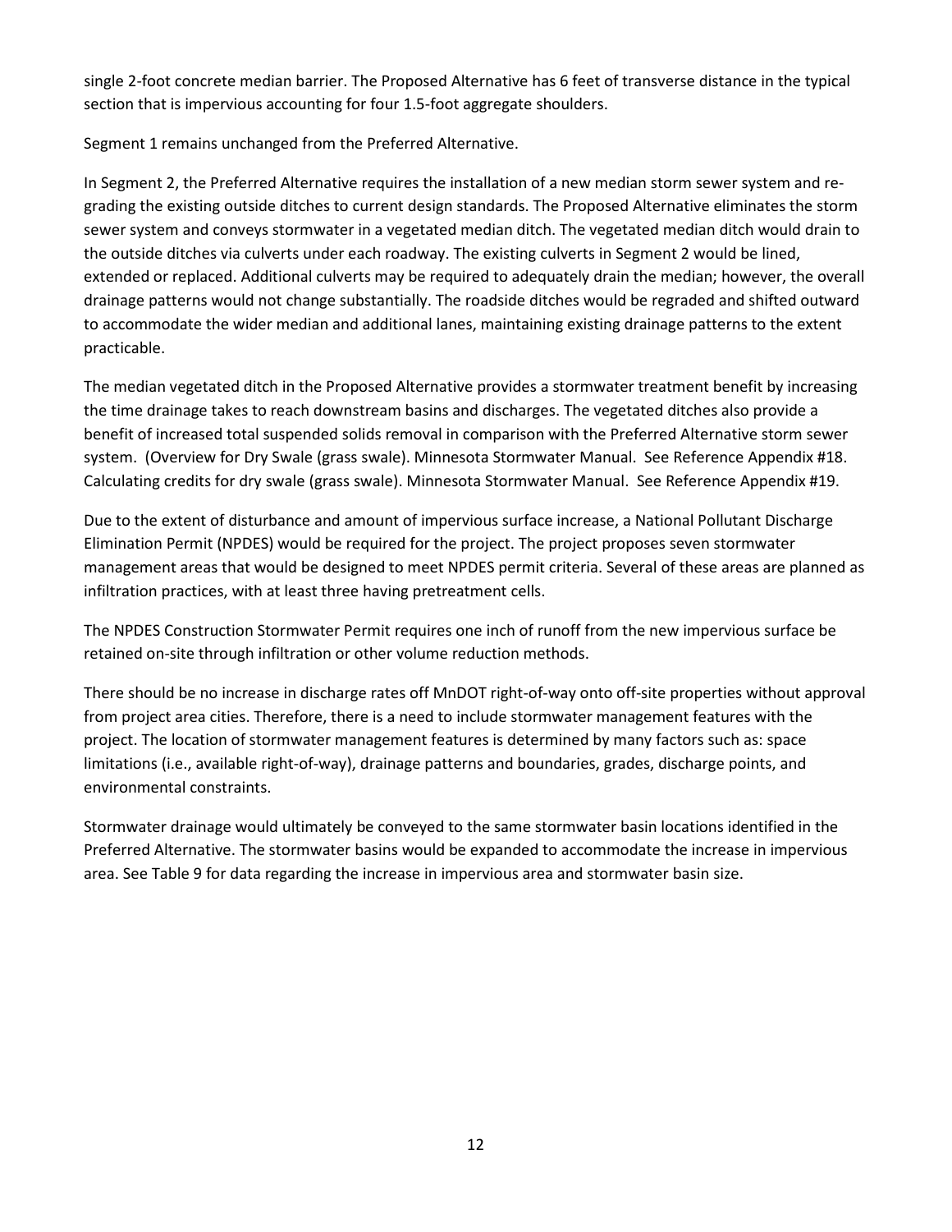single 2-foot concrete median barrier. The Proposed Alternative has 6 feet of transverse distance in the typical section that is impervious accounting for four 1.5-foot aggregate shoulders.

Segment 1 remains unchanged from the Preferred Alternative.

In Segment 2, the Preferred Alternative requires the installation of a new median storm sewer system and re-grading the existing outside ditches to current design standards. The Proposed Alternative eliminates the storm sewer system and conveys stormwater in a vegetated median ditch. The vegetated median ditch would drain to the outside ditches via culverts under each roadway. The existing culverts in Segment 2 would be lined, extended or replaced. Additional culverts may be required to adequately drain the median; however, the overall drainage patterns would not change substantially. The roadside ditches would be regraded and shifted outward to accommodate the wider median and additional lanes, maintaining existing drainage patterns to the extent practicable.

The median vegetated ditch in the Proposed Alternative provides a stormwater treatment benefit by increasing the time drainage takes to reach downstream basins and discharges. The vegetated ditches also provide a benefit of increased total suspended solids removal in comparison with the Preferred Alternative storm sewer system. (Overview for Dry Swale (grass swale). Minnesota Stormwater Manual. See Reference Appendix #18. Calculating credits for dry swale (grass swale). Minnesota Stormwater Manual. See Reference Appendix #19.

Due to the extent of disturbance and amount of impervious surface increase, a National Pollutant Discharge Elimination Permit (NPDES) would be required for the project. The project proposes seven stormwater management areas that would be designed to meet NPDES permit criteria. Several of these areas are planned as infiltration practices, with at least three having pretreatment cells.

The NPDES Construction Stormwater Permit requires one inch of runoff from the new impervious surface be retained on-site through infiltration or other volume reduction methods.

There should be no increase in discharge rates off MnDOT right-of-way onto off-site properties without approval from project area cities. Therefore, there is a need to include stormwater management features with the project. The location of stormwater management features is determined by many factors such as: space limitations (i.e., available right-of-way), drainage patterns and boundaries, grades, discharge points, and environmental constraints.

Stormwater drainage would ultimately be conveyed to the same stormwater basin locations identified in the Preferred Alternative. The stormwater basins would be expanded to accommodate the increase in impervious area. See Table 9 for data regarding the increase in impervious area and stormwater basin size.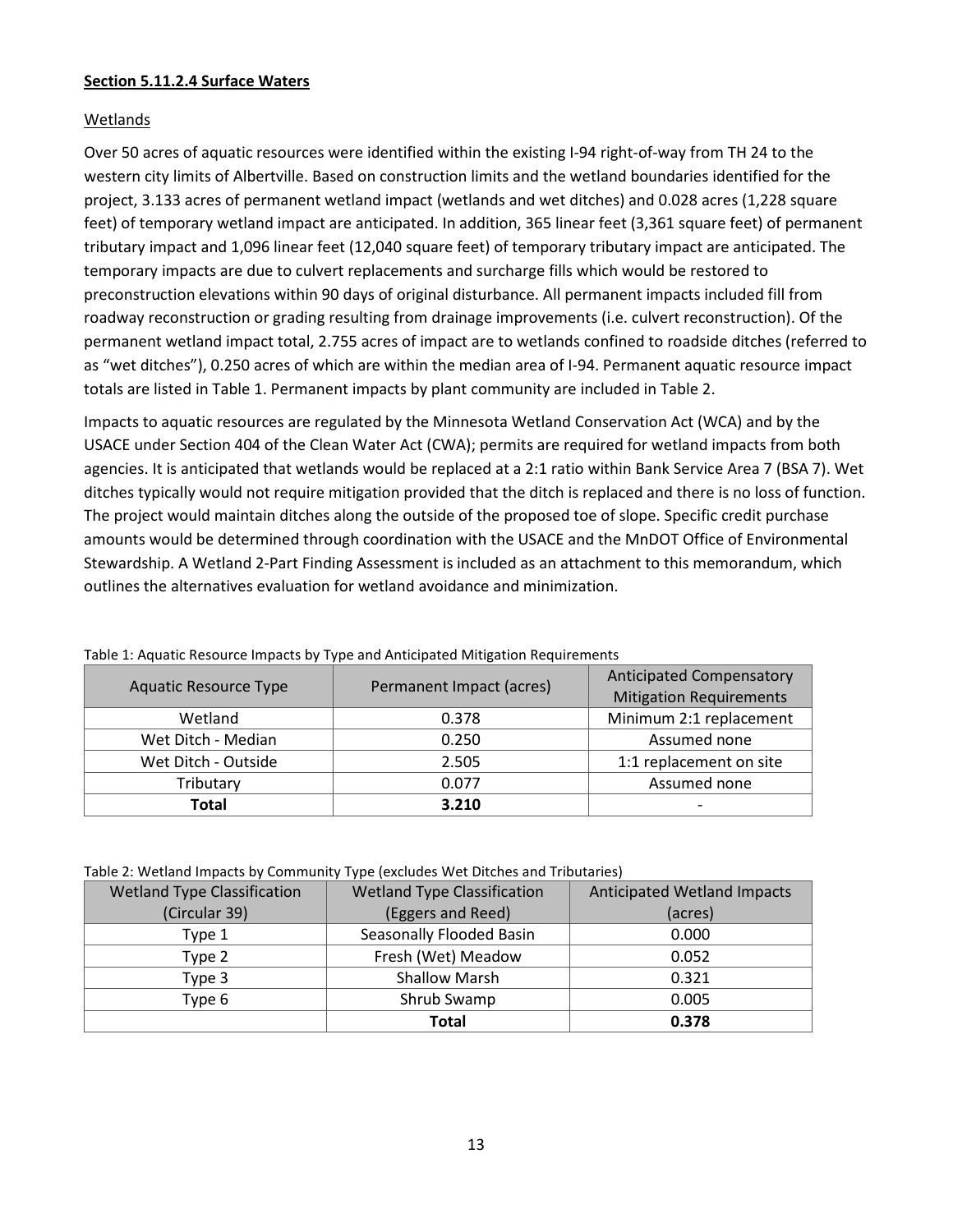**Section 5.11.2.4 Surface Waters**

Wetlands

Over 50 acres of aquatic resources were identified within the existing I-94 right-of-way from TH 24 to the western city limits of Albertville. Based on construction limits and the wetland boundaries identified for the project, 3.133 acres of permanent wetland impact (wetlands and wet ditches) and 0.028 acres (1,228 square feet) of temporary wetland impact are anticipated. In addition, 365 linear feet (3,361 square feet) of permanent tributary impact and 1,096 linear feet (12,040 square feet) of temporary tributary impact are anticipated. The temporary impacts are due to culvert replacements and surcharge fills which would be restored to preconstruction elevations within 90 days of original disturbance. All permanent impacts included fill from roadway reconstruction or grading resulting from drainage improvements (i.e. culvert reconstruction). Of the permanent wetland impact total, 2.755 acres of impact are to wetlands confined to roadside ditches (referred to as "wet ditches"), 0.250 acres of which are within the median area of I-94. Permanent aquatic resource impact totals are listed in Table 1. Permanent impacts by plant community are included in Table 2.

Impacts to aquatic resources are regulated by the Minnesota Wetland Conservation Act (WCA) and by the USACE under Section 404 of the Clean Water Act (CWA); permits are required for wetland impacts from both agencies. It is anticipated that wetlands would be replaced at a 2:1 ratio within Bank Service Area 7 (BSA 7). Wet ditches typically would not require mitigation provided that the ditch is replaced and there is no loss of function. The project would maintain ditches along the outside of the proposed toe of slope. Specific credit purchase amounts would be determined through coordination with the USACE and the MnDOT Office of Environmental Stewardship. A Wetland 2-Part Finding Assessment is included as an attachment to this memorandum, which outlines the alternatives evaluation for wetland avoidance and minimization.

Table 1: Aquatic Resource Impacts by Type and Anticipated Mitigation Requirements

| Aquatic Resource Type | Permanent Impact (acres) | Anticipated Compensatory Mitigation Requirements |
|---|---|---|
| Wetland | 0.378 | Minimum 2:1 replacement |
| Wet Ditch - Median | 0.250 | Assumed none |
| Wet Ditch - Outside | 2.505 | 1:1 replacement on site |
| Tributary | 0.077 | Assumed none |
| **Total** | **3.210** | - |

Table 2: Wetland Impacts by Community Type (excludes Wet Ditches and Tributaries)

| Wetland Type Classification (Circular 39) | Wetland Type Classification (Eggers and Reed) | Anticipated Wetland Impacts (acres) |
|---|---|---|
| Type 1 | Seasonally Flooded Basin | 0.000 |
| Type 2 | Fresh (Wet) Meadow | 0.052 |
| Type 3 | Shallow Marsh | 0.321 |
| Type 6 | Shrub Swamp | 0.005 |
| | **Total** | **0.378** |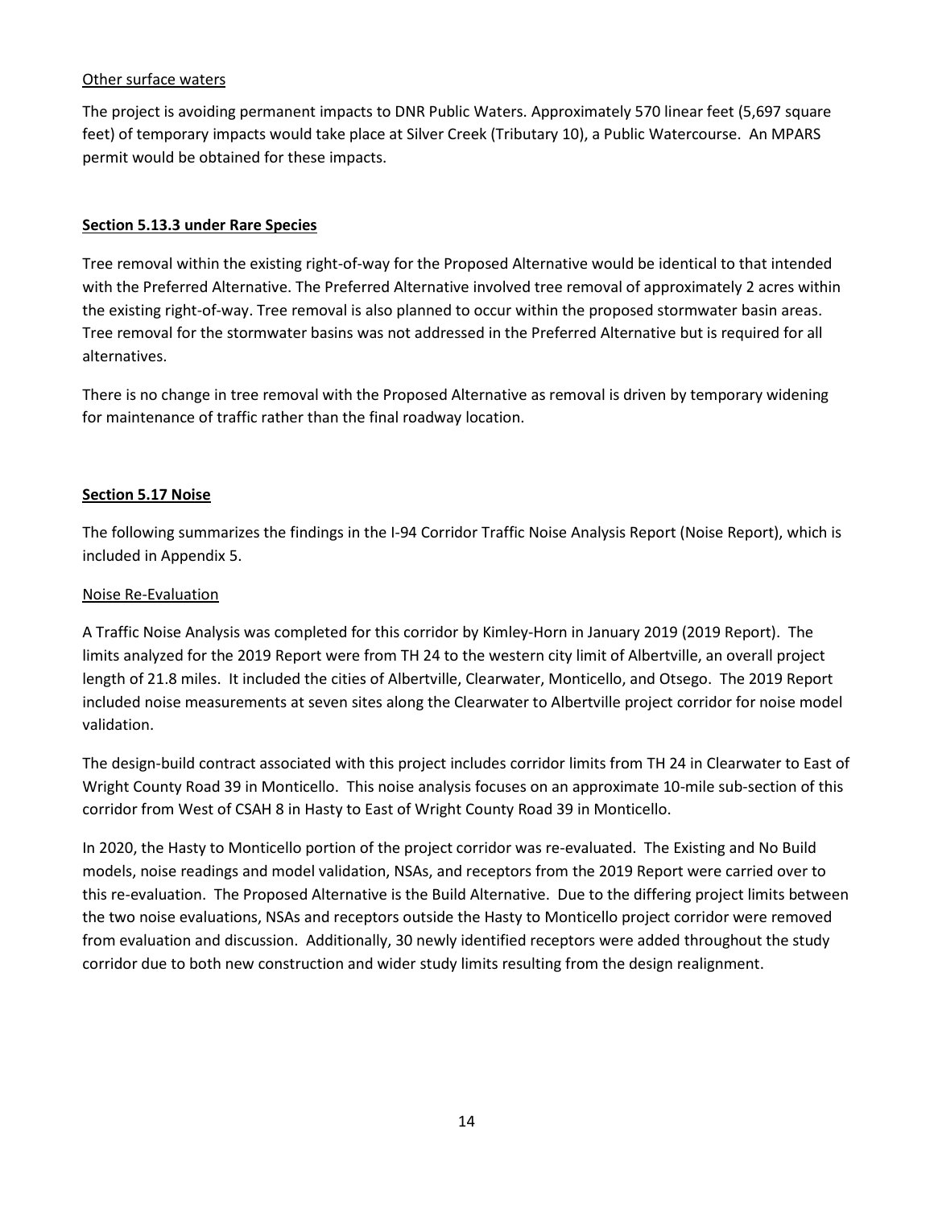Other surface waters

The project is avoiding permanent impacts to DNR Public Waters. Approximately 570 linear feet (5,697 square feet) of temporary impacts would take place at Silver Creek (Tributary 10), a Public Watercourse. An MPARS permit would be obtained for these impacts.

## Section 5.13.3 under Rare Species

Tree removal within the existing right-of-way for the Proposed Alternative would be identical to that intended with the Preferred Alternative. The Preferred Alternative involved tree removal of approximately 2 acres within the existing right-of-way. Tree removal is also planned to occur within the proposed stormwater basin areas. Tree removal for the stormwater basins was not addressed in the Preferred Alternative but is required for all alternatives.

There is no change in tree removal with the Proposed Alternative as removal is driven by temporary widening for maintenance of traffic rather than the final roadway location.

## Section 5.17 Noise

The following summarizes the findings in the I-94 Corridor Traffic Noise Analysis Report (Noise Report), which is included in Appendix 5.

Noise Re-Evaluation

A Traffic Noise Analysis was completed for this corridor by Kimley-Horn in January 2019 (2019 Report). The limits analyzed for the 2019 Report were from TH 24 to the western city limit of Albertville, an overall project length of 21.8 miles. It included the cities of Albertville, Clearwater, Monticello, and Otsego. The 2019 Report included noise measurements at seven sites along the Clearwater to Albertville project corridor for noise model validation.

The design-build contract associated with this project includes corridor limits from TH 24 in Clearwater to East of Wright County Road 39 in Monticello. This noise analysis focuses on an approximate 10-mile sub-section of this corridor from West of CSAH 8 in Hasty to East of Wright County Road 39 in Monticello.

In 2020, the Hasty to Monticello portion of the project corridor was re-evaluated. The Existing and No Build models, noise readings and model validation, NSAs, and receptors from the 2019 Report were carried over to this re-evaluation. The Proposed Alternative is the Build Alternative. Due to the differing project limits between the two noise evaluations, NSAs and receptors outside the Hasty to Monticello project corridor were removed from evaluation and discussion. Additionally, 30 newly identified receptors were added throughout the study corridor due to both new construction and wider study limits resulting from the design realignment.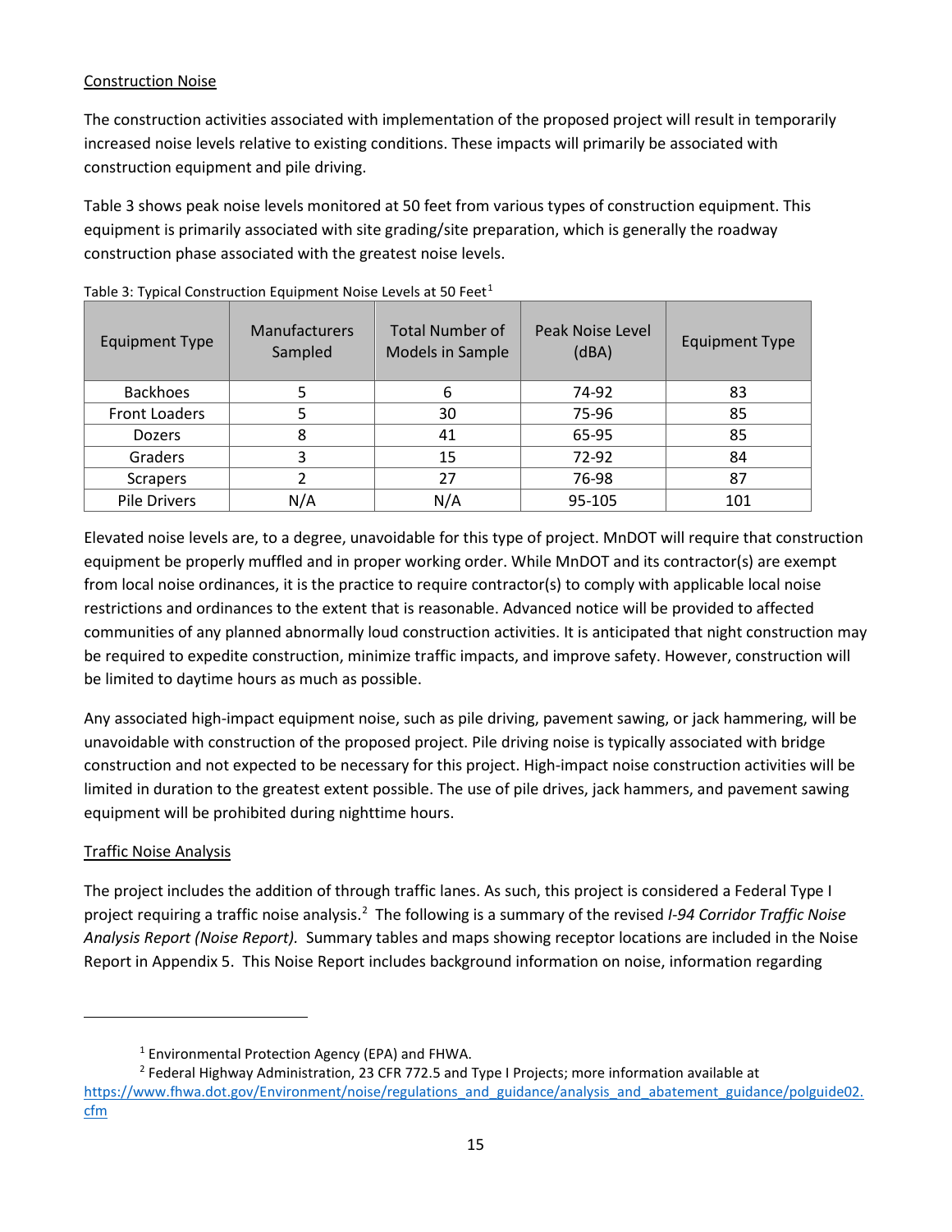Construction Noise

The construction activities associated with implementation of the proposed project will result in temporarily increased noise levels relative to existing conditions. These impacts will primarily be associated with construction equipment and pile driving.

Table 3 shows peak noise levels monitored at 50 feet from various types of construction equipment. This equipment is primarily associated with site grading/site preparation, which is generally the roadway construction phase associated with the greatest noise levels.

Table 3: Typical Construction Equipment Noise Levels at 50 Feet[1]

| Equipment Type | Manufacturers Sampled | Total Number of Models in Sample | Peak Noise Level (dBA) | Equipment Type |
|---|---|---|---|---|
| Backhoes | 5 | 6 | 74-92 | 83 |
| Front Loaders | 5 | 30 | 75-96 | 85 |
| Dozers | 8 | 41 | 65-95 | 85 |
| Graders | 3 | 15 | 72-92 | 84 |
| Scrapers | 2 | 27 | 76-98 | 87 |
| Pile Drivers | N/A | N/A | 95-105 | 101 |

Elevated noise levels are, to a degree, unavoidable for this type of project. MnDOT will require that construction equipment be properly muffled and in proper working order. While MnDOT and its contractor(s) are exempt from local noise ordinances, it is the practice to require contractor(s) to comply with applicable local noise restrictions and ordinances to the extent that is reasonable. Advanced notice will be provided to affected communities of any planned abnormally loud construction activities. It is anticipated that night construction may be required to expedite construction, minimize traffic impacts, and improve safety. However, construction will be limited to daytime hours as much as possible.

Any associated high-impact equipment noise, such as pile driving, pavement sawing, or jack hammering, will be unavoidable with construction of the proposed project. Pile driving noise is typically associated with bridge construction and not expected to be necessary for this project. High-impact noise construction activities will be limited in duration to the greatest extent possible. The use of pile drives, jack hammers, and pavement sawing equipment will be prohibited during nighttime hours.

Traffic Noise Analysis

The project includes the addition of through traffic lanes. As such, this project is considered a Federal Type I project requiring a traffic noise analysis.[2] The following is a summary of the revised *I-94 Corridor Traffic Noise Analysis Report (Noise Report).* Summary tables and maps showing receptor locations are included in the Noise Report in Appendix 5. This Noise Report includes background information on noise, information regarding

---

[1] Environmental Protection Agency (EPA) and FHWA.

[2] Federal Highway Administration, 23 CFR 772.5 and Type I Projects; more information available at https://www.fhwa.dot.gov/Environment/noise/regulations_and_guidance/analysis_and_abatement_guidance/polguide02.cfm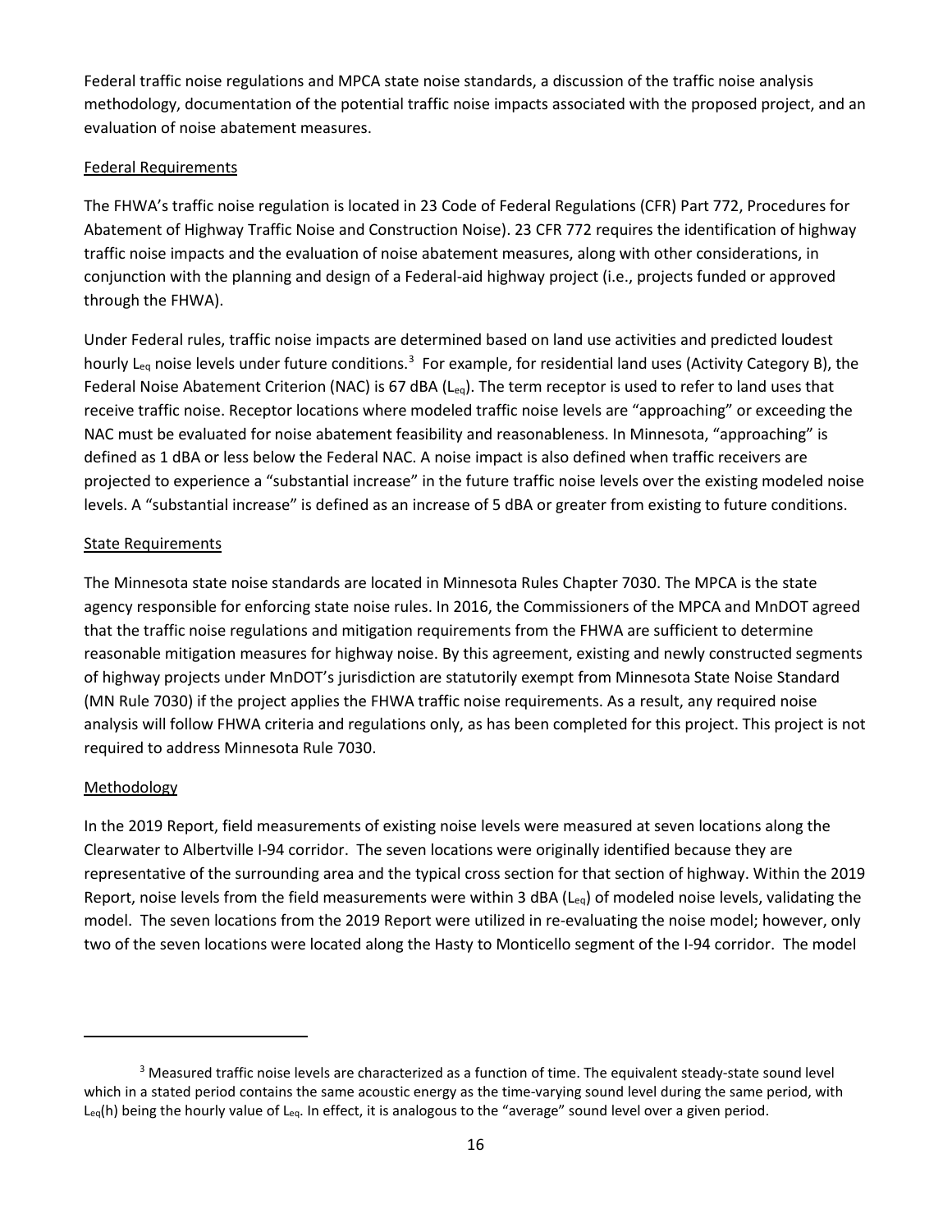Federal traffic noise regulations and MPCA state noise standards, a discussion of the traffic noise analysis methodology, documentation of the potential traffic noise impacts associated with the proposed project, and an evaluation of noise abatement measures.

## Federal Requirements

The FHWA's traffic noise regulation is located in 23 Code of Federal Regulations (CFR) Part 772, Procedures for Abatement of Highway Traffic Noise and Construction Noise). 23 CFR 772 requires the identification of highway traffic noise impacts and the evaluation of noise abatement measures, along with other considerations, in conjunction with the planning and design of a Federal-aid highway project (i.e., projects funded or approved through the FHWA).

Under Federal rules, traffic noise impacts are determined based on land use activities and predicted loudest hourly $L_{eq}$ noise levels under future conditions.[3] For example, for residential land uses (Activity Category B), the Federal Noise Abatement Criterion (NAC) is 67 dBA ($L_{eq}$). The term receptor is used to refer to land uses that receive traffic noise. Receptor locations where modeled traffic noise levels are "approaching" or exceeding the NAC must be evaluated for noise abatement feasibility and reasonableness. In Minnesota, "approaching" is defined as 1 dBA or less below the Federal NAC. A noise impact is also defined when traffic receivers are projected to experience a "substantial increase" in the future traffic noise levels over the existing modeled noise levels. A "substantial increase" is defined as an increase of 5 dBA or greater from existing to future conditions.

## State Requirements

The Minnesota state noise standards are located in Minnesota Rules Chapter 7030. The MPCA is the state agency responsible for enforcing state noise rules. In 2016, the Commissioners of the MPCA and MnDOT agreed that the traffic noise regulations and mitigation requirements from the FHWA are sufficient to determine reasonable mitigation measures for highway noise. By this agreement, existing and newly constructed segments of highway projects under MnDOT's jurisdiction are statutorily exempt from Minnesota State Noise Standard (MN Rule 7030) if the project applies the FHWA traffic noise requirements. As a result, any required noise analysis will follow FHWA criteria and regulations only, as has been completed for this project. This project is not required to address Minnesota Rule 7030.

## Methodology

In the 2019 Report, field measurements of existing noise levels were measured at seven locations along the Clearwater to Albertville I-94 corridor. The seven locations were originally identified because they are representative of the surrounding area and the typical cross section for that section of highway. Within the 2019 Report, noise levels from the field measurements were within 3 dBA ($L_{eq}$) of modeled noise levels, validating the model. The seven locations from the 2019 Report were utilized in re-evaluating the noise model; however, only two of the seven locations were located along the Hasty to Monticello segment of the I-94 corridor. The model

---

[3] Measured traffic noise levels are characterized as a function of time. The equivalent steady-state sound level which in a stated period contains the same acoustic energy as the time-varying sound level during the same period, with $L_{eq}(h)$ being the hourly value of $L_{eq}$. In effect, it is analogous to the "average" sound level over a given period.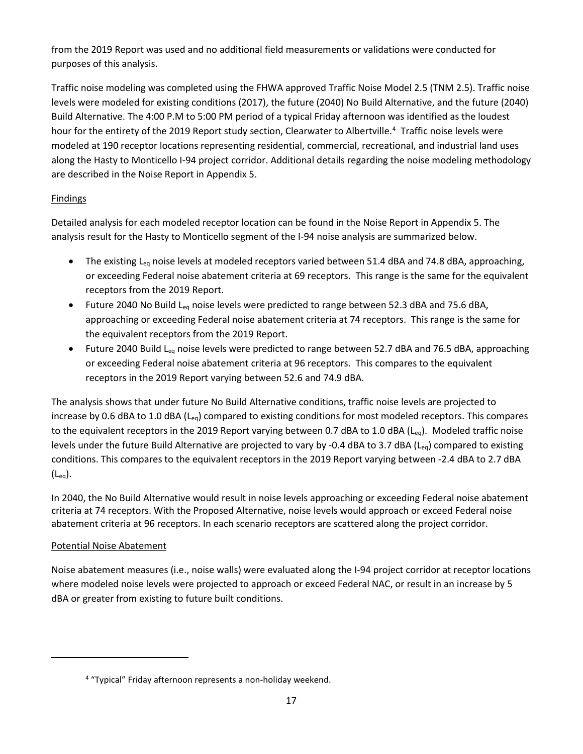from the 2019 Report was used and no additional field measurements or validations were conducted for purposes of this analysis.

Traffic noise modeling was completed using the FHWA approved Traffic Noise Model 2.5 (TNM 2.5). Traffic noise levels were modeled for existing conditions (2017), the future (2040) No Build Alternative, and the future (2040) Build Alternative. The 4:00 P.M to 5:00 PM period of a typical Friday afternoon was identified as the loudest hour for the entirety of the 2019 Report study section, Clearwater to Albertville.[4] Traffic noise levels were modeled at 190 receptor locations representing residential, commercial, recreational, and industrial land uses along the Hasty to Monticello I-94 project corridor. Additional details regarding the noise modeling methodology are described in the Noise Report in Appendix 5.

Findings

Detailed analysis for each modeled receptor location can be found in the Noise Report in Appendix 5. The analysis result for the Hasty to Monticello segment of the I-94 noise analysis are summarized below.

- The existing $L_{eq}$ noise levels at modeled receptors varied between 51.4 dBA and 74.8 dBA, approaching, or exceeding Federal noise abatement criteria at 69 receptors. This range is the same for the equivalent receptors from the 2019 Report.
- Future 2040 No Build $L_{eq}$ noise levels were predicted to range between 52.3 dBA and 75.6 dBA, approaching or exceeding Federal noise abatement criteria at 74 receptors. This range is the same for the equivalent receptors from the 2019 Report.
- Future 2040 Build $L_{eq}$ noise levels were predicted to range between 52.7 dBA and 76.5 dBA, approaching or exceeding Federal noise abatement criteria at 96 receptors. This compares to the equivalent receptors in the 2019 Report varying between 52.6 and 74.9 dBA.

The analysis shows that under future No Build Alternative conditions, traffic noise levels are projected to increase by 0.6 dBA to 1.0 dBA ($L_{eq}$) compared to existing conditions for most modeled receptors. This compares to the equivalent receptors in the 2019 Report varying between 0.7 dBA to 1.0 dBA ($L_{eq}$). Modeled traffic noise levels under the future Build Alternative are projected to vary by -0.4 dBA to 3.7 dBA ($L_{eq}$) compared to existing conditions. This compares to the equivalent receptors in the 2019 Report varying between -2.4 dBA to 2.7 dBA ($L_{eq}$).

In 2040, the No Build Alternative would result in noise levels approaching or exceeding Federal noise abatement criteria at 74 receptors. With the Proposed Alternative, noise levels would approach or exceed Federal noise abatement criteria at 96 receptors. In each scenario receptors are scattered along the project corridor.

Potential Noise Abatement

Noise abatement measures (i.e., noise walls) were evaluated along the I-94 project corridor at receptor locations where modeled noise levels were projected to approach or exceed Federal NAC, or result in an increase by 5 dBA or greater from existing to future built conditions.

[4] "Typical" Friday afternoon represents a non-holiday weekend.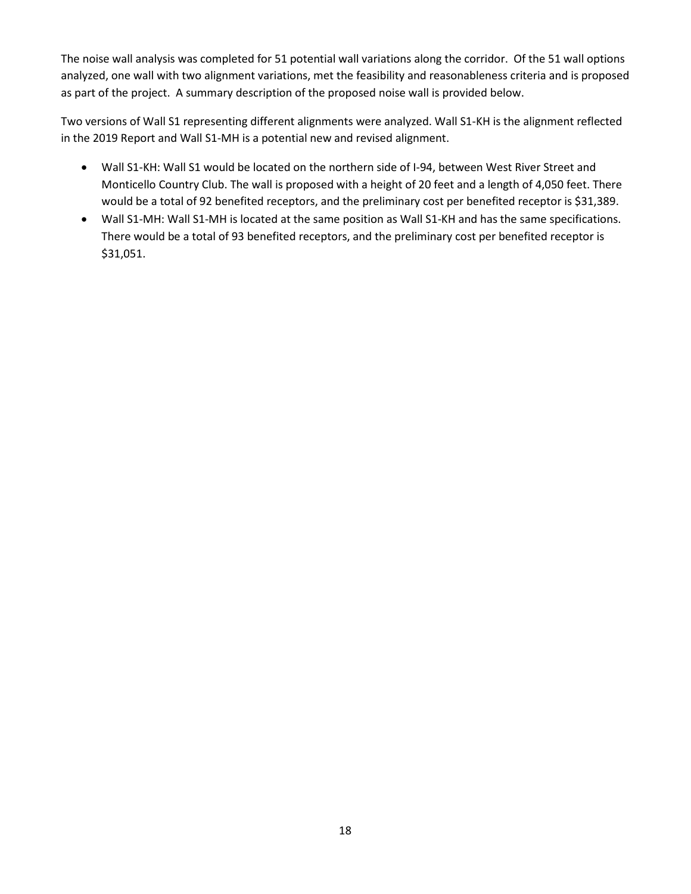The noise wall analysis was completed for 51 potential wall variations along the corridor. Of the 51 wall options analyzed, one wall with two alignment variations, met the feasibility and reasonableness criteria and is proposed as part of the project. A summary description of the proposed noise wall is provided below.

Two versions of Wall S1 representing different alignments were analyzed. Wall S1-KH is the alignment reflected in the 2019 Report and Wall S1-MH is a potential new and revised alignment.

- Wall S1-KH: Wall S1 would be located on the northern side of I-94, between West River Street and Monticello Country Club. The wall is proposed with a height of 20 feet and a length of 4,050 feet. There would be a total of 92 benefited receptors, and the preliminary cost per benefited receptor is $31,389.
- Wall S1-MH: Wall S1-MH is located at the same position as Wall S1-KH and has the same specifications. There would be a total of 93 benefited receptors, and the preliminary cost per benefited receptor is $31,051.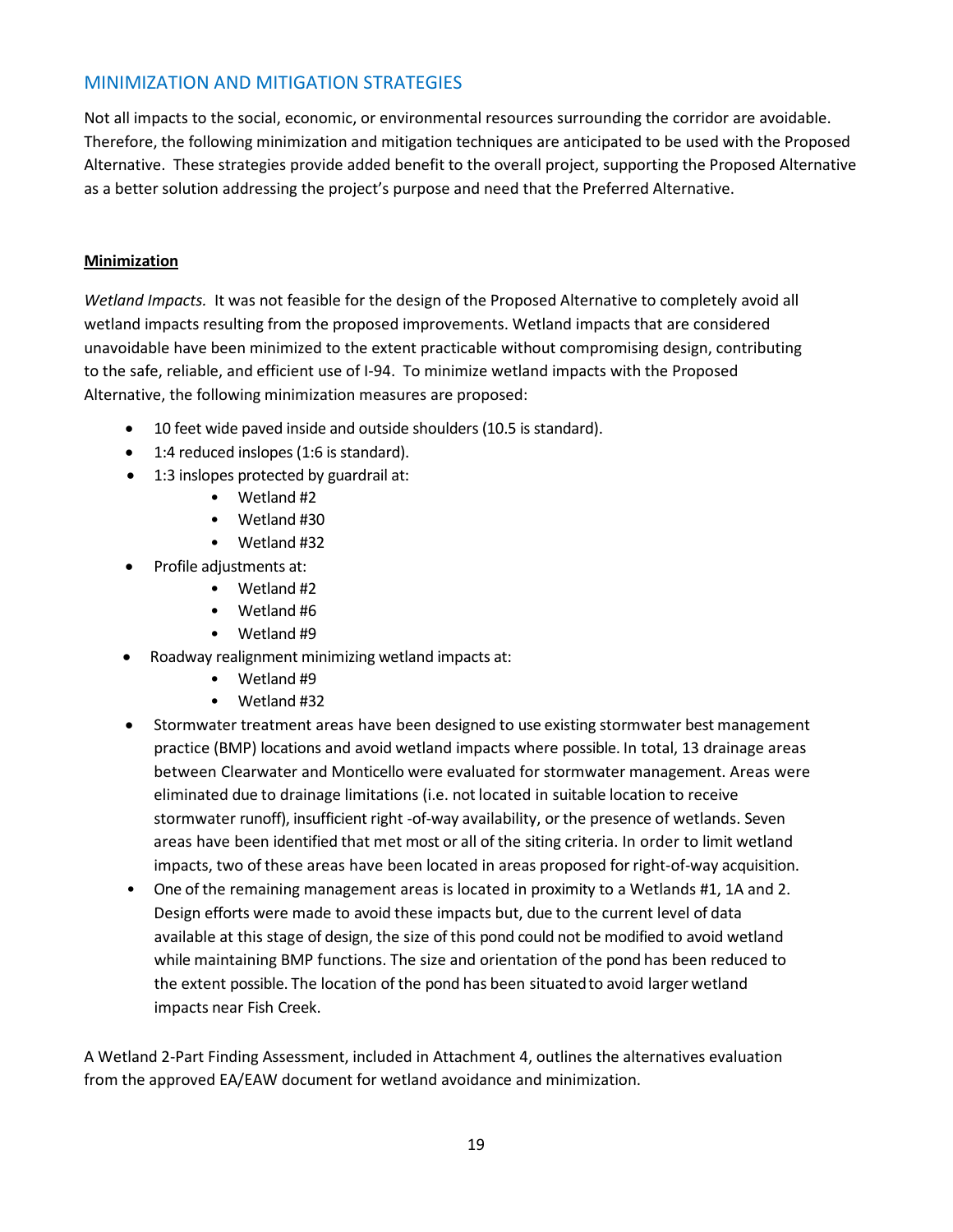## MINIMIZATION AND MITIGATION STRATEGIES

Not all impacts to the social, economic, or environmental resources surrounding the corridor are avoidable. Therefore, the following minimization and mitigation techniques are anticipated to be used with the Proposed Alternative. These strategies provide added benefit to the overall project, supporting the Proposed Alternative as a better solution addressing the project's purpose and need that the Preferred Alternative.

### Minimization

*Wetland Impacts.* It was not feasible for the design of the Proposed Alternative to completely avoid all wetland impacts resulting from the proposed improvements. Wetland impacts that are considered unavoidable have been minimized to the extent practicable without compromising design, contributing to the safe, reliable, and efficient use of I-94. To minimize wetland impacts with the Proposed Alternative, the following minimization measures are proposed:

- 10 feet wide paved inside and outside shoulders (10.5 is standard).
- 1:4 reduced inslopes (1:6 is standard).
- 1:3 inslopes protected by guardrail at:
  - Wetland #2
  - Wetland #30
  - Wetland #32
- Profile adjustments at:
  - Wetland #2
  - Wetland #6
  - Wetland #9
- Roadway realignment minimizing wetland impacts at:
  - Wetland #9
  - Wetland #32
- Stormwater treatment areas have been designed to use existing stormwater best management practice (BMP) locations and avoid wetland impacts where possible. In total, 13 drainage areas between Clearwater and Monticello were evaluated for stormwater management. Areas were eliminated due to drainage limitations (i.e. not located in suitable location to receive stormwater runoff), insufficient right -of-way availability, or the presence of wetlands. Seven areas have been identified that met most or all of the siting criteria. In order to limit wetland impacts, two of these areas have been located in areas proposed for right-of-way acquisition.
- One of the remaining management areas is located in proximity to a Wetlands #1, 1A and 2. Design efforts were made to avoid these impacts but, due to the current level of data available at this stage of design, the size of this pond could not be modified to avoid wetland while maintaining BMP functions. The size and orientation of the pond has been reduced to the extent possible. The location of the pond has been situated to avoid larger wetland impacts near Fish Creek.

A Wetland 2-Part Finding Assessment, included in Attachment 4, outlines the alternatives evaluation from the approved EA/EAW document for wetland avoidance and minimization.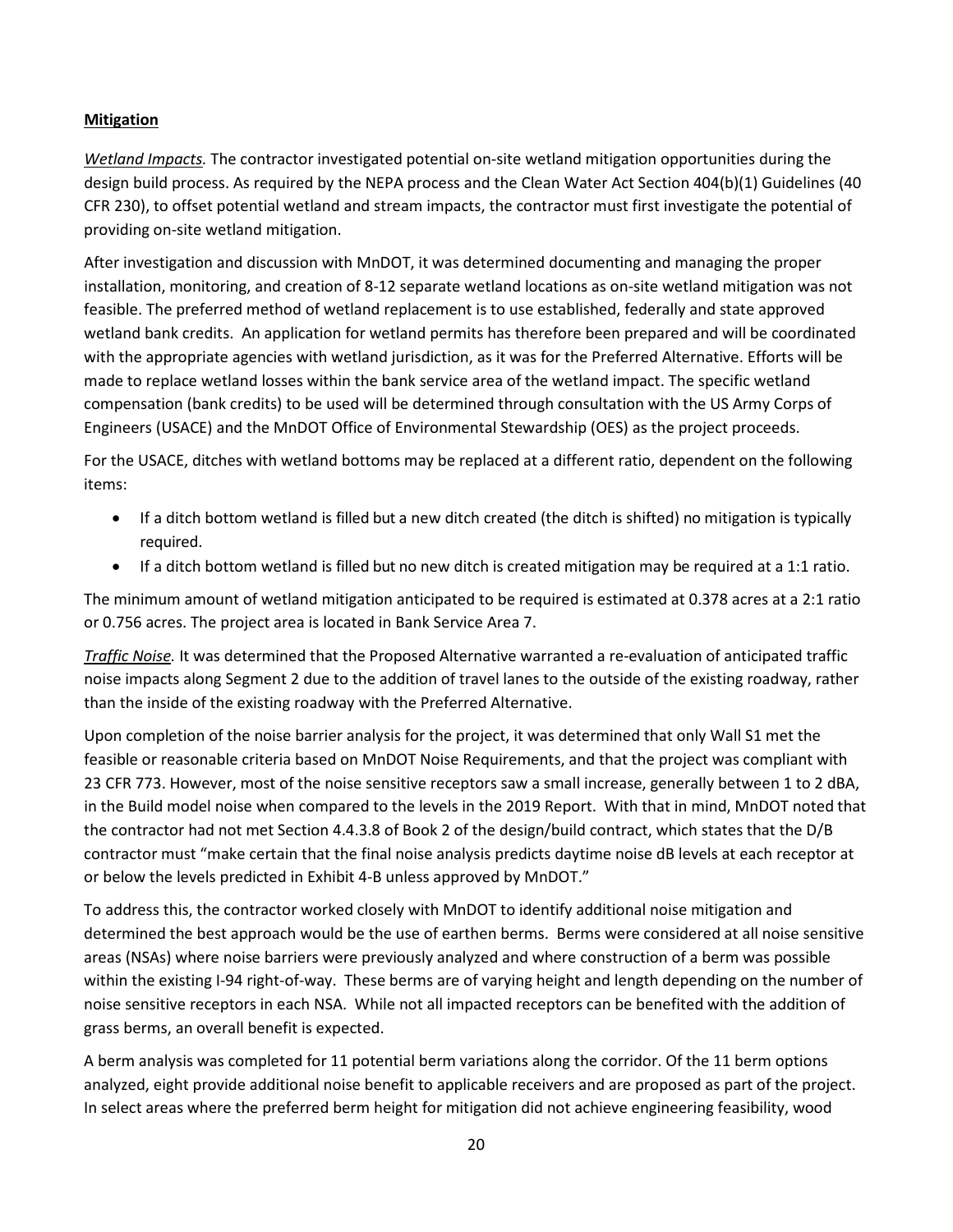**Mitigation**

*Wetland Impacts.* The contractor investigated potential on-site wetland mitigation opportunities during the design build process. As required by the NEPA process and the Clean Water Act Section 404(b)(1) Guidelines (40 CFR 230), to offset potential wetland and stream impacts, the contractor must first investigate the potential of providing on-site wetland mitigation.

After investigation and discussion with MnDOT, it was determined documenting and managing the proper installation, monitoring, and creation of 8-12 separate wetland locations as on-site wetland mitigation was not feasible. The preferred method of wetland replacement is to use established, federally and state approved wetland bank credits. An application for wetland permits has therefore been prepared and will be coordinated with the appropriate agencies with wetland jurisdiction, as it was for the Preferred Alternative. Efforts will be made to replace wetland losses within the bank service area of the wetland impact. The specific wetland compensation (bank credits) to be used will be determined through consultation with the US Army Corps of Engineers (USACE) and the MnDOT Office of Environmental Stewardship (OES) as the project proceeds.

For the USACE, ditches with wetland bottoms may be replaced at a different ratio, dependent on the following items:

- If a ditch bottom wetland is filled but a new ditch created (the ditch is shifted) no mitigation is typically required.
- If a ditch bottom wetland is filled but no new ditch is created mitigation may be required at a 1:1 ratio.

The minimum amount of wetland mitigation anticipated to be required is estimated at 0.378 acres at a 2:1 ratio or 0.756 acres. The project area is located in Bank Service Area 7.

*Traffic Noise.* It was determined that the Proposed Alternative warranted a re-evaluation of anticipated traffic noise impacts along Segment 2 due to the addition of travel lanes to the outside of the existing roadway, rather than the inside of the existing roadway with the Preferred Alternative.

Upon completion of the noise barrier analysis for the project, it was determined that only Wall S1 met the feasible or reasonable criteria based on MnDOT Noise Requirements, and that the project was compliant with 23 CFR 773. However, most of the noise sensitive receptors saw a small increase, generally between 1 to 2 dBA, in the Build model noise when compared to the levels in the 2019 Report. With that in mind, MnDOT noted that the contractor had not met Section 4.4.3.8 of Book 2 of the design/build contract, which states that the D/B contractor must "make certain that the final noise analysis predicts daytime noise dB levels at each receptor at or below the levels predicted in Exhibit 4-B unless approved by MnDOT."

To address this, the contractor worked closely with MnDOT to identify additional noise mitigation and determined the best approach would be the use of earthen berms. Berms were considered at all noise sensitive areas (NSAs) where noise barriers were previously analyzed and where construction of a berm was possible within the existing I-94 right-of-way. These berms are of varying height and length depending on the number of noise sensitive receptors in each NSA. While not all impacted receptors can be benefited with the addition of grass berms, an overall benefit is expected.

A berm analysis was completed for 11 potential berm variations along the corridor. Of the 11 berm options analyzed, eight provide additional noise benefit to applicable receivers and are proposed as part of the project. In select areas where the preferred berm height for mitigation did not achieve engineering feasibility, wood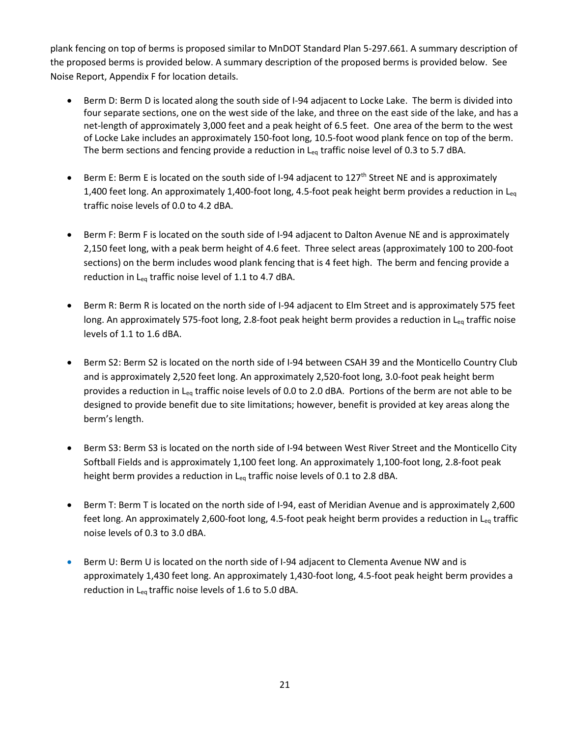plank fencing on top of berms is proposed similar to MnDOT Standard Plan 5-297.661. A summary description of the proposed berms is provided below. A summary description of the proposed berms is provided below. See Noise Report, Appendix F for location details.

- Berm D: Berm D is located along the south side of I-94 adjacent to Locke Lake. The berm is divided into four separate sections, one on the west side of the lake, and three on the east side of the lake, and has a net-length of approximately 3,000 feet and a peak height of 6.5 feet. One area of the berm to the west of Locke Lake includes an approximately 150-foot long, 10.5-foot wood plank fence on top of the berm. The berm sections and fencing provide a reduction in $L_{eq}$ traffic noise level of 0.3 to 5.7 dBA.

- Berm E: Berm E is located on the south side of I-94 adjacent to 127th Street NE and is approximately 1,400 feet long. An approximately 1,400-foot long, 4.5-foot peak height berm provides a reduction in $L_{eq}$ traffic noise levels of 0.0 to 4.2 dBA.

- Berm F: Berm F is located on the south side of I-94 adjacent to Dalton Avenue NE and is approximately 2,150 feet long, with a peak berm height of 4.6 feet. Three select areas (approximately 100 to 200-foot sections) on the berm includes wood plank fencing that is 4 feet high. The berm and fencing provide a reduction in $L_{eq}$ traffic noise level of 1.1 to 4.7 dBA.

- Berm R: Berm R is located on the north side of I-94 adjacent to Elm Street and is approximately 575 feet long. An approximately 575-foot long, 2.8-foot peak height berm provides a reduction in $L_{eq}$ traffic noise levels of 1.1 to 1.6 dBA.

- Berm S2: Berm S2 is located on the north side of I-94 between CSAH 39 and the Monticello Country Club and is approximately 2,520 feet long. An approximately 2,520-foot long, 3.0-foot peak height berm provides a reduction in $L_{eq}$ traffic noise levels of 0.0 to 2.0 dBA. Portions of the berm are not able to be designed to provide benefit due to site limitations; however, benefit is provided at key areas along the berm's length.

- Berm S3: Berm S3 is located on the north side of I-94 between West River Street and the Monticello City Softball Fields and is approximately 1,100 feet long. An approximately 1,100-foot long, 2.8-foot peak height berm provides a reduction in $L_{eq}$ traffic noise levels of 0.1 to 2.8 dBA.

- Berm T: Berm T is located on the north side of I-94, east of Meridian Avenue and is approximately 2,600 feet long. An approximately 2,600-foot long, 4.5-foot peak height berm provides a reduction in $L_{eq}$ traffic noise levels of 0.3 to 3.0 dBA.

- Berm U: Berm U is located on the north side of I-94 adjacent to Clementa Avenue NW and is approximately 1,430 feet long. An approximately 1,430-foot long, 4.5-foot peak height berm provides a reduction in $L_{eq}$ traffic noise levels of 1.6 to 5.0 dBA.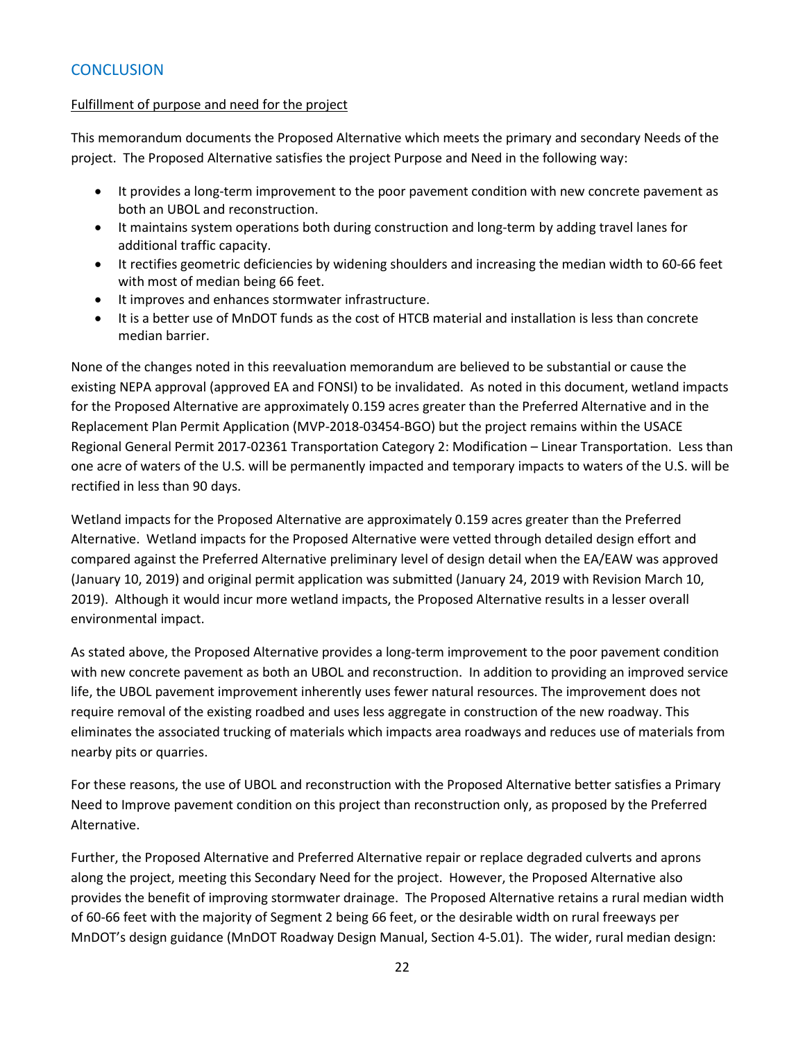## CONCLUSION

Fulfillment of purpose and need for the project

This memorandum documents the Proposed Alternative which meets the primary and secondary Needs of the project. The Proposed Alternative satisfies the project Purpose and Need in the following way:

- It provides a long-term improvement to the poor pavement condition with new concrete pavement as both an UBOL and reconstruction.
- It maintains system operations both during construction and long-term by adding travel lanes for additional traffic capacity.
- It rectifies geometric deficiencies by widening shoulders and increasing the median width to 60-66 feet with most of median being 66 feet.
- It improves and enhances stormwater infrastructure.
- It is a better use of MnDOT funds as the cost of HTCB material and installation is less than concrete median barrier.

None of the changes noted in this reevaluation memorandum are believed to be substantial or cause the existing NEPA approval (approved EA and FONSI) to be invalidated. As noted in this document, wetland impacts for the Proposed Alternative are approximately 0.159 acres greater than the Preferred Alternative and in the Replacement Plan Permit Application (MVP-2018-03454-BGO) but the project remains within the USACE Regional General Permit 2017-02361 Transportation Category 2: Modification – Linear Transportation. Less than one acre of waters of the U.S. will be permanently impacted and temporary impacts to waters of the U.S. will be rectified in less than 90 days.

Wetland impacts for the Proposed Alternative are approximately 0.159 acres greater than the Preferred Alternative. Wetland impacts for the Proposed Alternative were vetted through detailed design effort and compared against the Preferred Alternative preliminary level of design detail when the EA/EAW was approved (January 10, 2019) and original permit application was submitted (January 24, 2019 with Revision March 10, 2019). Although it would incur more wetland impacts, the Proposed Alternative results in a lesser overall environmental impact.

As stated above, the Proposed Alternative provides a long-term improvement to the poor pavement condition with new concrete pavement as both an UBOL and reconstruction. In addition to providing an improved service life, the UBOL pavement improvement inherently uses fewer natural resources. The improvement does not require removal of the existing roadbed and uses less aggregate in construction of the new roadway. This eliminates the associated trucking of materials which impacts area roadways and reduces use of materials from nearby pits or quarries.

For these reasons, the use of UBOL and reconstruction with the Proposed Alternative better satisfies a Primary Need to Improve pavement condition on this project than reconstruction only, as proposed by the Preferred Alternative.

Further, the Proposed Alternative and Preferred Alternative repair or replace degraded culverts and aprons along the project, meeting this Secondary Need for the project. However, the Proposed Alternative also provides the benefit of improving stormwater drainage. The Proposed Alternative retains a rural median width of 60-66 feet with the majority of Segment 2 being 66 feet, or the desirable width on rural freeways per MnDOT's design guidance (MnDOT Roadway Design Manual, Section 4-5.01). The wider, rural median design: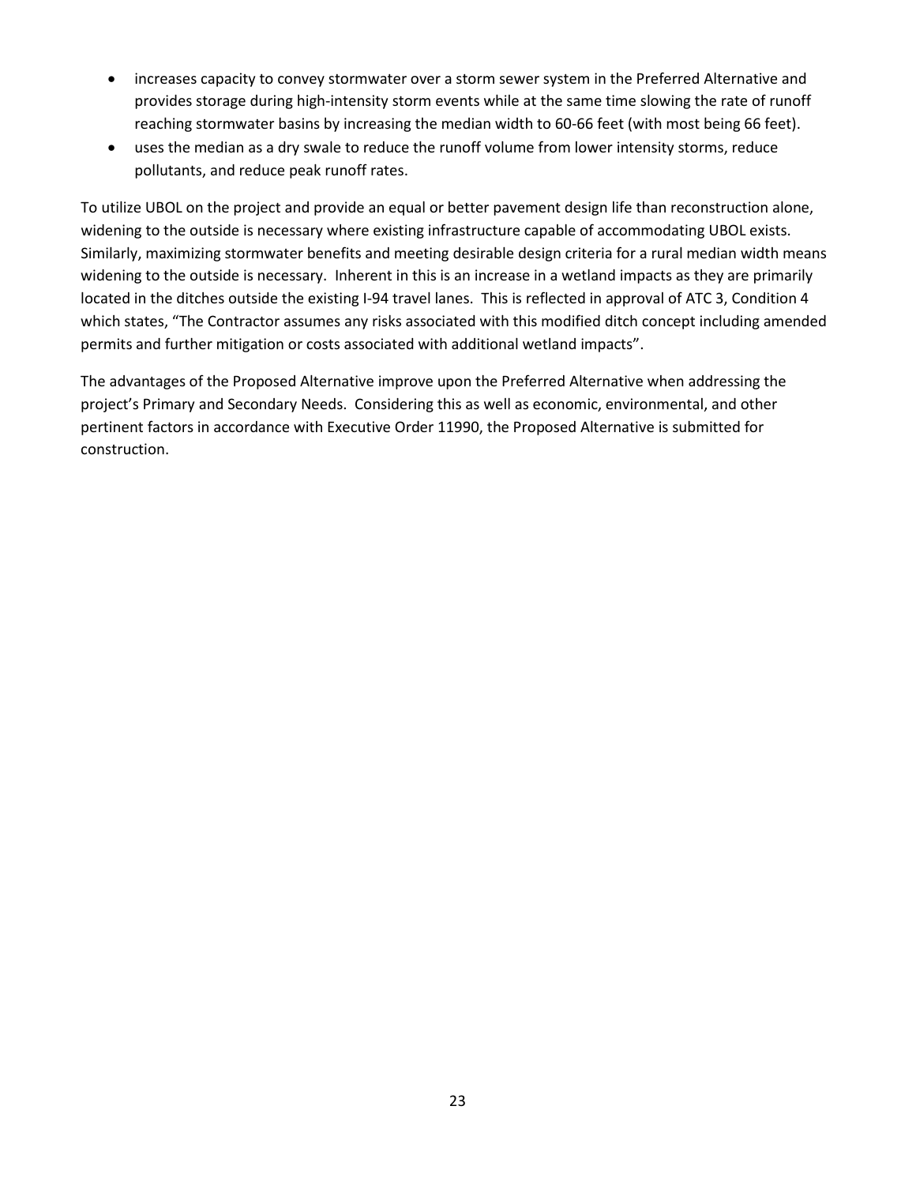- increases capacity to convey stormwater over a storm sewer system in the Preferred Alternative and provides storage during high-intensity storm events while at the same time slowing the rate of runoff reaching stormwater basins by increasing the median width to 60-66 feet (with most being 66 feet).
- uses the median as a dry swale to reduce the runoff volume from lower intensity storms, reduce pollutants, and reduce peak runoff rates.

To utilize UBOL on the project and provide an equal or better pavement design life than reconstruction alone, widening to the outside is necessary where existing infrastructure capable of accommodating UBOL exists. Similarly, maximizing stormwater benefits and meeting desirable design criteria for a rural median width means widening to the outside is necessary. Inherent in this is an increase in a wetland impacts as they are primarily located in the ditches outside the existing I-94 travel lanes. This is reflected in approval of ATC 3, Condition 4 which states, "The Contractor assumes any risks associated with this modified ditch concept including amended permits and further mitigation or costs associated with additional wetland impacts".

The advantages of the Proposed Alternative improve upon the Preferred Alternative when addressing the project's Primary and Secondary Needs. Considering this as well as economic, environmental, and other pertinent factors in accordance with Executive Order 11990, the Proposed Alternative is submitted for construction.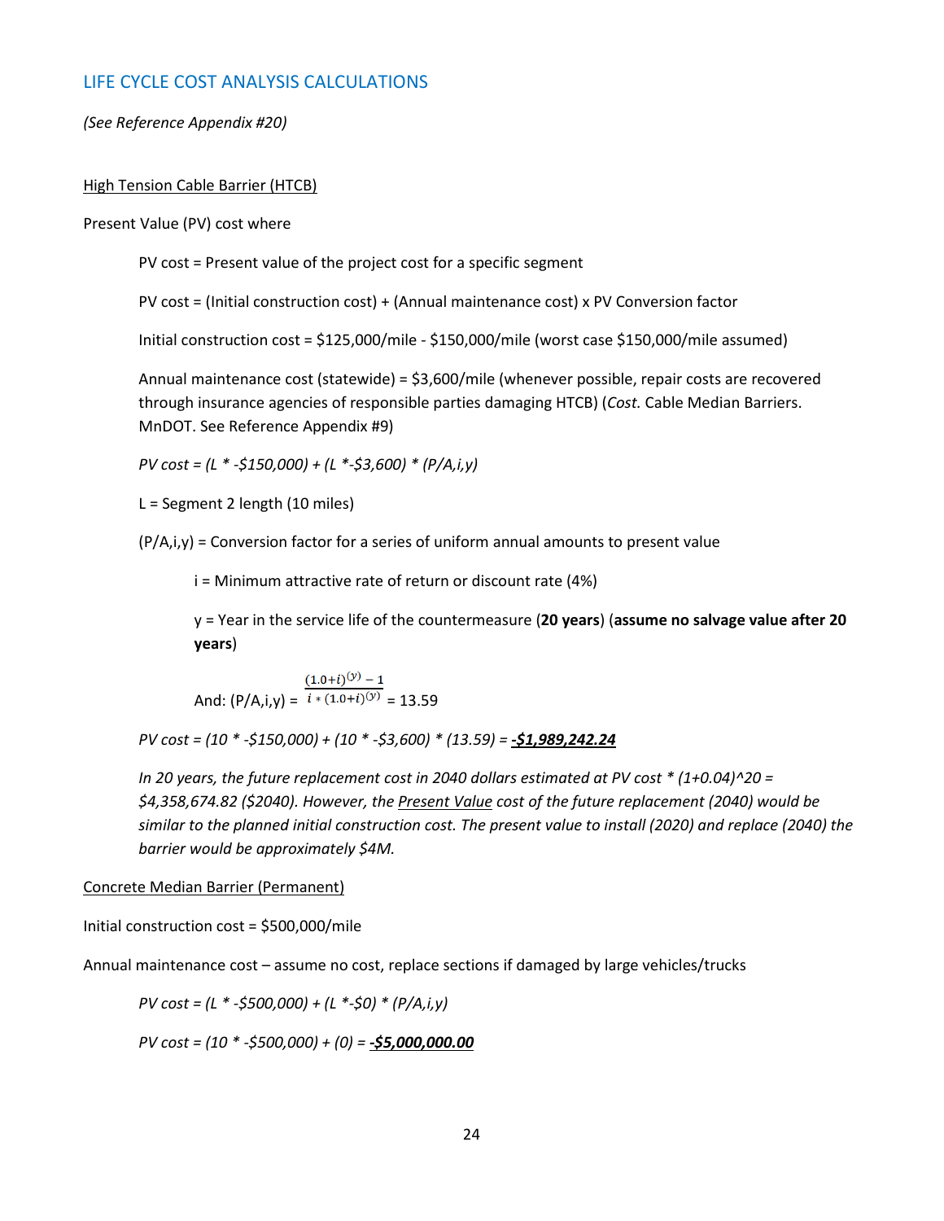## LIFE CYCLE COST ANALYSIS CALCULATIONS

*(See Reference Appendix #20)*

High Tension Cable Barrier (HTCB)

Present Value (PV) cost where

PV cost = Present value of the project cost for a specific segment

PV cost = (Initial construction cost) + (Annual maintenance cost) x PV Conversion factor

Initial construction cost = $125,000/mile - $150,000/mile (worst case $150,000/mile assumed)

Annual maintenance cost (statewide) = $3,600/mile (whenever possible, repair costs are recovered through insurance agencies of responsible parties damaging HTCB) (*Cost.* Cable Median Barriers. MnDOT. See Reference Appendix #9)

*PV cost = (L * -$150,000) + (L *-$3,600) * (P/A,i,y)*

L = Segment 2 length (10 miles)

(P/A,i,y) = Conversion factor for a series of uniform annual amounts to present value

i = Minimum attractive rate of return or discount rate (4%)

y = Year in the service life of the countermeasure (**20 years**) (**assume no salvage value after 20 years**)

And: (P/A,i,y) = $\frac{(1.0+i)^{(y)} - 1}{i * (1.0+i)^{(y)}}$ = 13.59

*PV cost = (10 * -$150,000) + (10 * -$3,600) * (13.59) =* ***-$1,989,242.24***

*In 20 years, the future replacement cost in 2040 dollars estimated at PV cost * (1+0.04)^20 = $4,358,674.82 ($2040). However, the Present Value cost of the future replacement (2040) would be similar to the planned initial construction cost. The present value to install (2020) and replace (2040) the barrier would be approximately $4M.*

Concrete Median Barrier (Permanent)

Initial construction cost = $500,000/mile

Annual maintenance cost – assume no cost, replace sections if damaged by large vehicles/trucks

*PV cost = (L * -$500,000) + (L *-$0) * (P/A,i,y)*

*PV cost = (10 * -$500,000) + (0) =* ***-$5,000,000.00***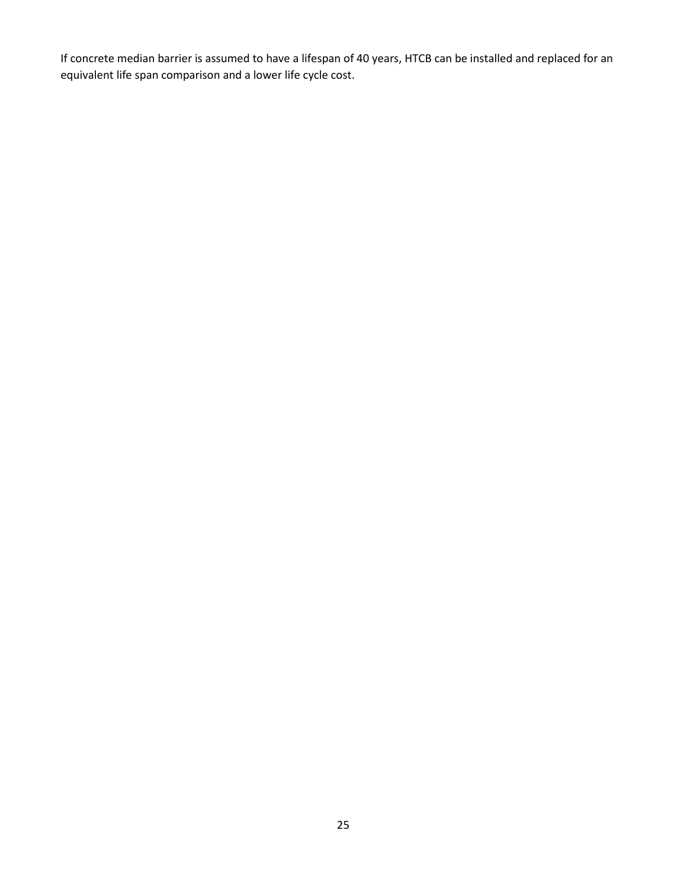If concrete median barrier is assumed to have a lifespan of 40 years, HTCB can be installed and replaced for an equivalent life span comparison and a lower life cycle cost.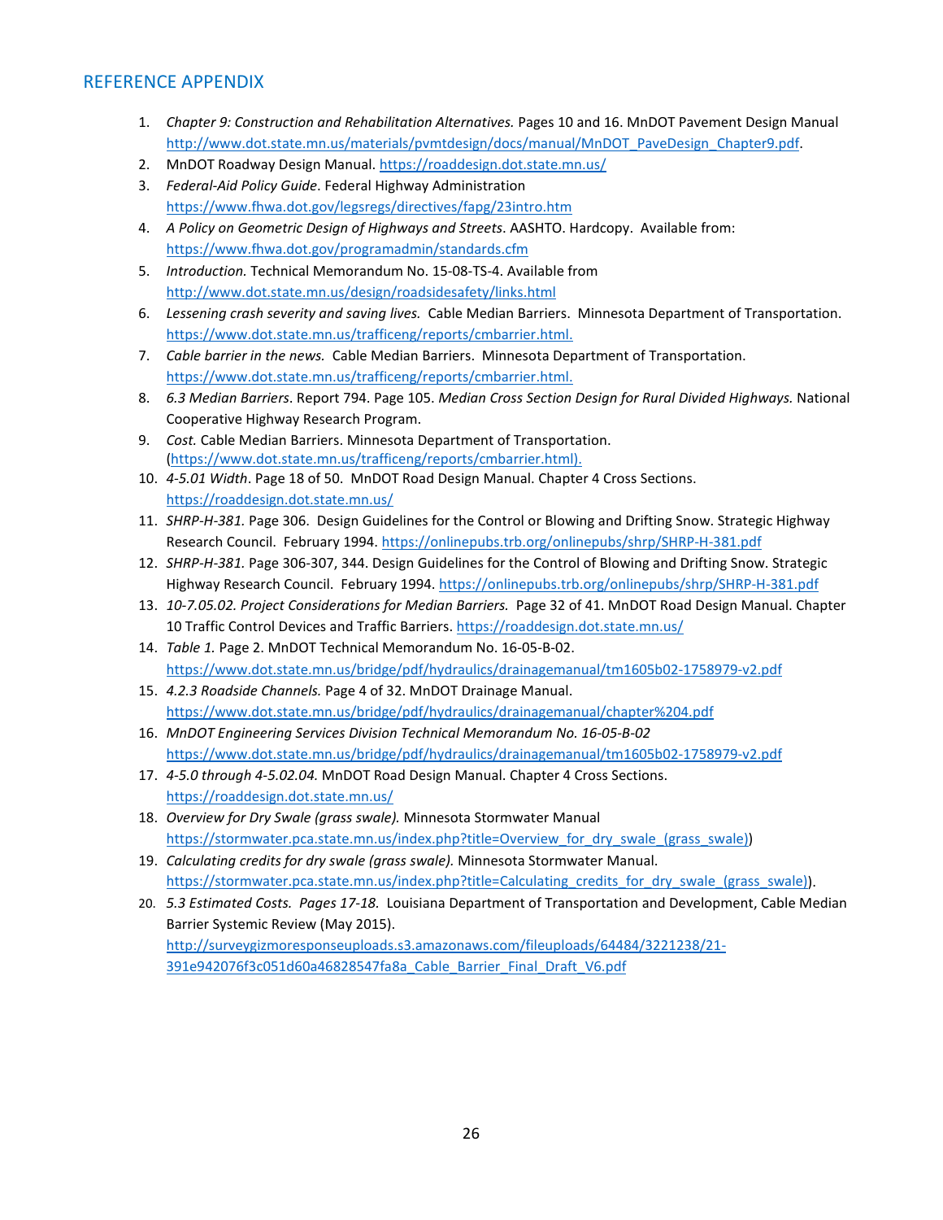## REFERENCE APPENDIX

1. *Chapter 9: Construction and Rehabilitation Alternatives.* Pages 10 and 16. MnDOT Pavement Design Manual http://www.dot.state.mn.us/materials/pvmtdesign/docs/manual/MnDOT_PaveDesign_Chapter9.pdf.
2. MnDOT Roadway Design Manual. https://roaddesign.dot.state.mn.us/
3. *Federal-Aid Policy Guide*. Federal Highway Administration https://www.fhwa.dot.gov/legsregs/directives/fapg/23intro.htm
4. *A Policy on Geometric Design of Highways and Streets*. AASHTO. Hardcopy. Available from: https://www.fhwa.dot.gov/programadmin/standards.cfm
5. *Introduction.* Technical Memorandum No. 15-08-TS-4. Available from http://www.dot.state.mn.us/design/roadsidesafety/links.html
6. *Lessening crash severity and saving lives.* Cable Median Barriers. Minnesota Department of Transportation. https://www.dot.state.mn.us/trafficeng/reports/cmbarrier.html.
7. *Cable barrier in the news.* Cable Median Barriers. Minnesota Department of Transportation. https://www.dot.state.mn.us/trafficeng/reports/cmbarrier.html.
8. *6.3 Median Barriers*. Report 794. Page 105. *Median Cross Section Design for Rural Divided Highways.* National Cooperative Highway Research Program.
9. *Cost.* Cable Median Barriers. Minnesota Department of Transportation. (https://www.dot.state.mn.us/trafficeng/reports/cmbarrier.html).
10. *4-5.01 Width*. Page 18 of 50. MnDOT Road Design Manual. Chapter 4 Cross Sections. https://roaddesign.dot.state.mn.us/
11. *SHRP-H-381.* Page 306. Design Guidelines for the Control or Blowing and Drifting Snow. Strategic Highway Research Council. February 1994. https://onlinepubs.trb.org/onlinepubs/shrp/SHRP-H-381.pdf
12. *SHRP-H-381.* Page 306-307, 344. Design Guidelines for the Control of Blowing and Drifting Snow. Strategic Highway Research Council. February 1994. https://onlinepubs.trb.org/onlinepubs/shrp/SHRP-H-381.pdf
13. *10-7.05.02. Project Considerations for Median Barriers.* Page 32 of 41. MnDOT Road Design Manual. Chapter 10 Traffic Control Devices and Traffic Barriers. https://roaddesign.dot.state.mn.us/
14. *Table 1.* Page 2. MnDOT Technical Memorandum No. 16-05-B-02. https://www.dot.state.mn.us/bridge/pdf/hydraulics/drainagemanual/tm1605b02-1758979-v2.pdf
15. *4.2.3 Roadside Channels.* Page 4 of 32. MnDOT Drainage Manual. https://www.dot.state.mn.us/bridge/pdf/hydraulics/drainagemanual/chapter%204.pdf
16. *MnDOT Engineering Services Division Technical Memorandum No. 16-05-B-02* https://www.dot.state.mn.us/bridge/pdf/hydraulics/drainagemanual/tm1605b02-1758979-v2.pdf
17. *4-5.0 through 4-5.02.04.* MnDOT Road Design Manual. Chapter 4 Cross Sections. https://roaddesign.dot.state.mn.us/
18. *Overview for Dry Swale (grass swale).* Minnesota Stormwater Manual https://stormwater.pca.state.mn.us/index.php?title=Overview_for_dry_swale_(grass_swale))
19. *Calculating credits for dry swale (grass swale).* Minnesota Stormwater Manual. https://stormwater.pca.state.mn.us/index.php?title=Calculating_credits_for_dry_swale_(grass_swale)).
20. *5.3 Estimated Costs. Pages 17-18.* Louisiana Department of Transportation and Development, Cable Median Barrier Systemic Review (May 2015). http://surveygizmoresponseuploads.s3.amazonaws.com/fileuploads/64484/3221238/21-391e942076f3c051d60a46828547fa8a_Cable_Barrier_Final_Draft_V6.pdf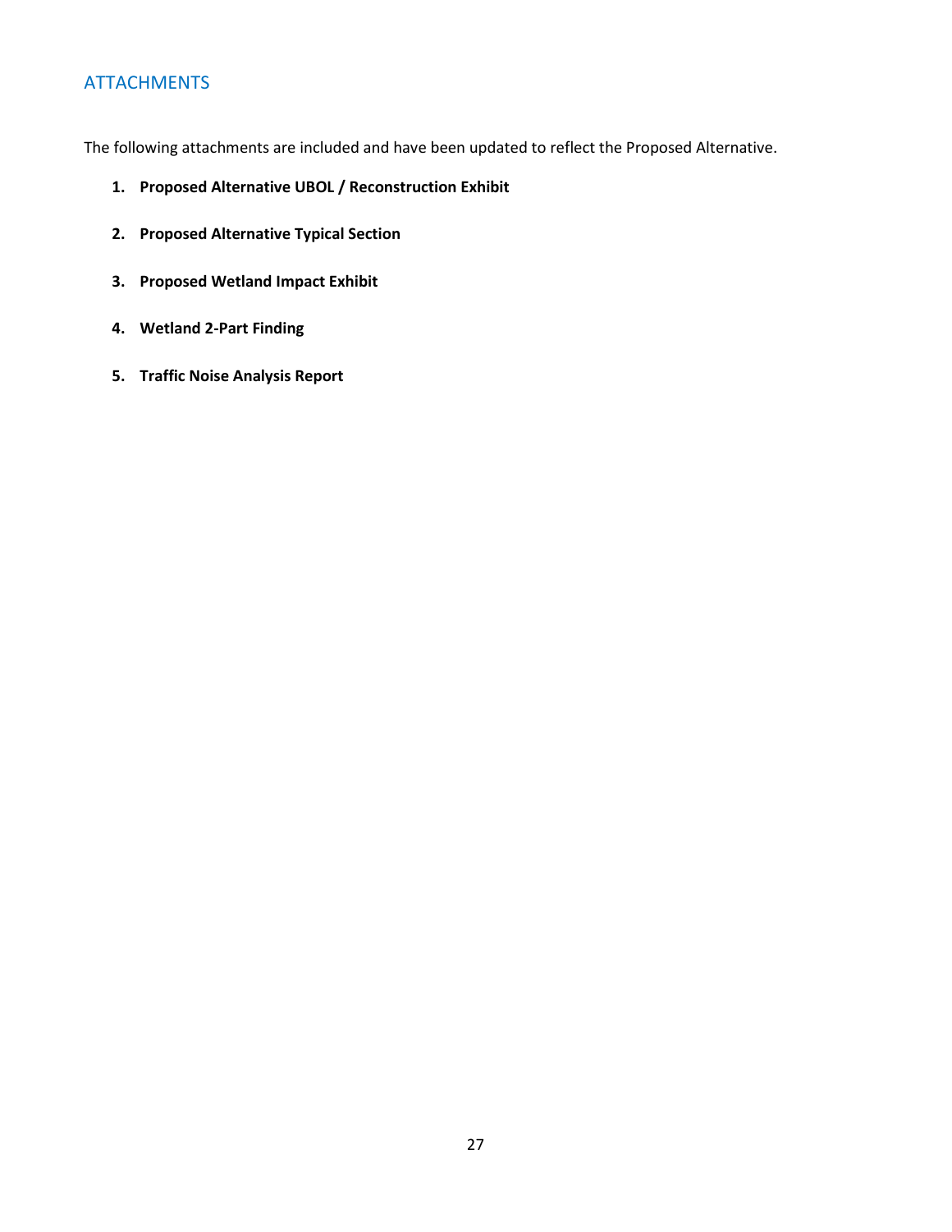## ATTACHMENTS

The following attachments are included and have been updated to reflect the Proposed Alternative.

1. **Proposed Alternative UBOL / Reconstruction Exhibit**
2. **Proposed Alternative Typical Section**
3. **Proposed Wetland Impact Exhibit**
4. **Wetland 2-Part Finding**
5. **Traffic Noise Analysis Report**